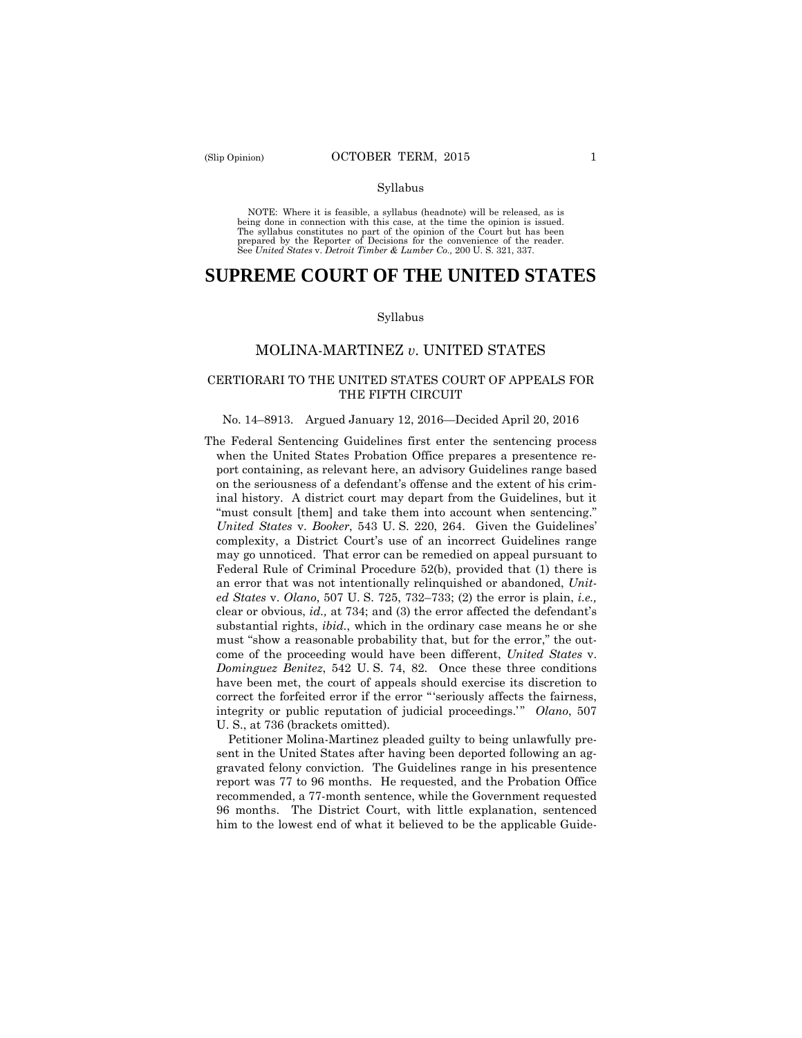(Slip Opinion) OCTOBER TERM, 2015

Syllabus

NOTE: Where it is feasible, a syllabus (headnote) will be released, as is being done in connection with this case, at the time the opinion is issued. The syllabus constitutes no part of the opinion of the Court but has been prepared by the Reporter of Decisions for the convenience of the reader. See *United States* v. *Detroit Timber & Lumber Co.,* 200 U. S. 321, 337.

# SUPREME COURT OF THE UNITED STATES

Syllabus

## MOLINA-MARTINEZ *v*. UNITED STATES

### CERTIORARI TO THE UNITED STATES COURT OF APPEALS FOR THE FIFTH CIRCUIT

No. 14–8913. Argued January 12, 2016—Decided April 20, 2016

The Federal Sentencing Guidelines first enter the sentencing process when the United States Probation Office prepares a presentence report containing, as relevant here, an advisory Guidelines range based on the seriousness of a defendant's offense and the extent of his criminal history. A district court may depart from the Guidelines, but it "must consult [them] and take them into account when sentencing." *United States* v. *Booker*, 543 U. S. 220, 264. Given the Guidelines' complexity, a District Court's use of an incorrect Guidelines range may go unnoticed. That error can be remedied on appeal pursuant to Federal Rule of Criminal Procedure 52(b), provided that (1) there is an error that was not intentionally relinquished or abandoned, *United States* v. *Olano*, 507 U. S. 725, 732–733; (2) the error is plain, *i.e.,* clear or obvious, *id.,* at 734; and (3) the error affected the defendant's substantial rights, *ibid.*, which in the ordinary case means he or she must "show a reasonable probability that, but for the error," the outcome of the proceeding would have been different, *United States* v. *Dominguez Benitez*, 542 U. S. 74, 82. Once these three conditions have been met, the court of appeals should exercise its discretion to correct the forfeited error if the error "'seriously affects the fairness, integrity or public reputation of judicial proceedings.'" *Olano*, 507 U. S., at 736 (brackets omitted).

Petitioner Molina-Martinez pleaded guilty to being unlawfully present in the United States after having been deported following an aggravated felony conviction. The Guidelines range in his presentence report was 77 to 96 months. He requested, and the Probation Office recommended, a 77-month sentence, while the Government requested 96 months. The District Court, with little explanation, sentenced him to the lowest end of what it believed to be the applicable Guide-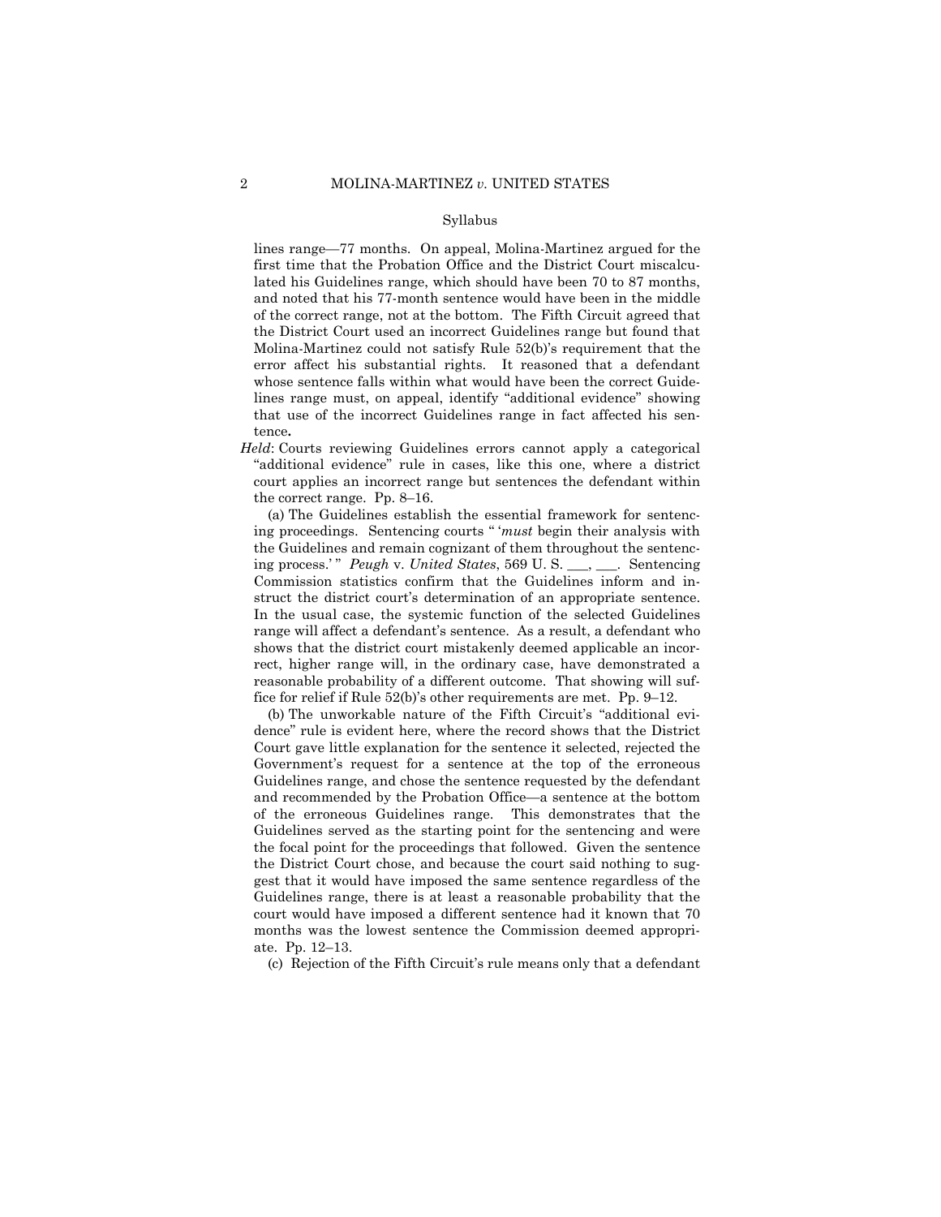Syllabus

lines range—77 months. On appeal, Molina-Martinez argued for the first time that the Probation Office and the District Court miscalculated his Guidelines range, which should have been 70 to 87 months, and noted that his 77-month sentence would have been in the middle of the correct range, not at the bottom. The Fifth Circuit agreed that the District Court used an incorrect Guidelines range but found that Molina-Martinez could not satisfy Rule 52(b)'s requirement that the error affect his substantial rights. It reasoned that a defendant whose sentence falls within what would have been the correct Guidelines range must, on appeal, identify "additional evidence" showing that use of the incorrect Guidelines range in fact affected his sentence**.**

*Held*: Courts reviewing Guidelines errors cannot apply a categorical "additional evidence" rule in cases, like this one, where a district court applies an incorrect range but sentences the defendant within the correct range. Pp. 8–16.

(a) The Guidelines establish the essential framework for sentencing proceedings. Sentencing courts " '*must* begin their analysis with the Guidelines and remain cognizant of them throughout the sentencing process.' " *Peugh* v. *United States*, 569 U. S. ___, ___. Sentencing Commission statistics confirm that the Guidelines inform and instruct the district court's determination of an appropriate sentence. In the usual case, the systemic function of the selected Guidelines range will affect a defendant's sentence. As a result, a defendant who shows that the district court mistakenly deemed applicable an incorrect, higher range will, in the ordinary case, have demonstrated a reasonable probability of a different outcome. That showing will suffice for relief if Rule 52(b)'s other requirements are met. Pp. 9–12.

(b) The unworkable nature of the Fifth Circuit's "additional evidence" rule is evident here, where the record shows that the District Court gave little explanation for the sentence it selected, rejected the Government's request for a sentence at the top of the erroneous Guidelines range, and chose the sentence requested by the defendant and recommended by the Probation Office—a sentence at the bottom of the erroneous Guidelines range. This demonstrates that the Guidelines served as the starting point for the sentencing and were the focal point for the proceedings that followed. Given the sentence the District Court chose, and because the court said nothing to suggest that it would have imposed the same sentence regardless of the Guidelines range, there is at least a reasonable probability that the court would have imposed a different sentence had it known that 70 months was the lowest sentence the Commission deemed appropriate. Pp. 12–13.

(c) Rejection of the Fifth Circuit's rule means only that a defendant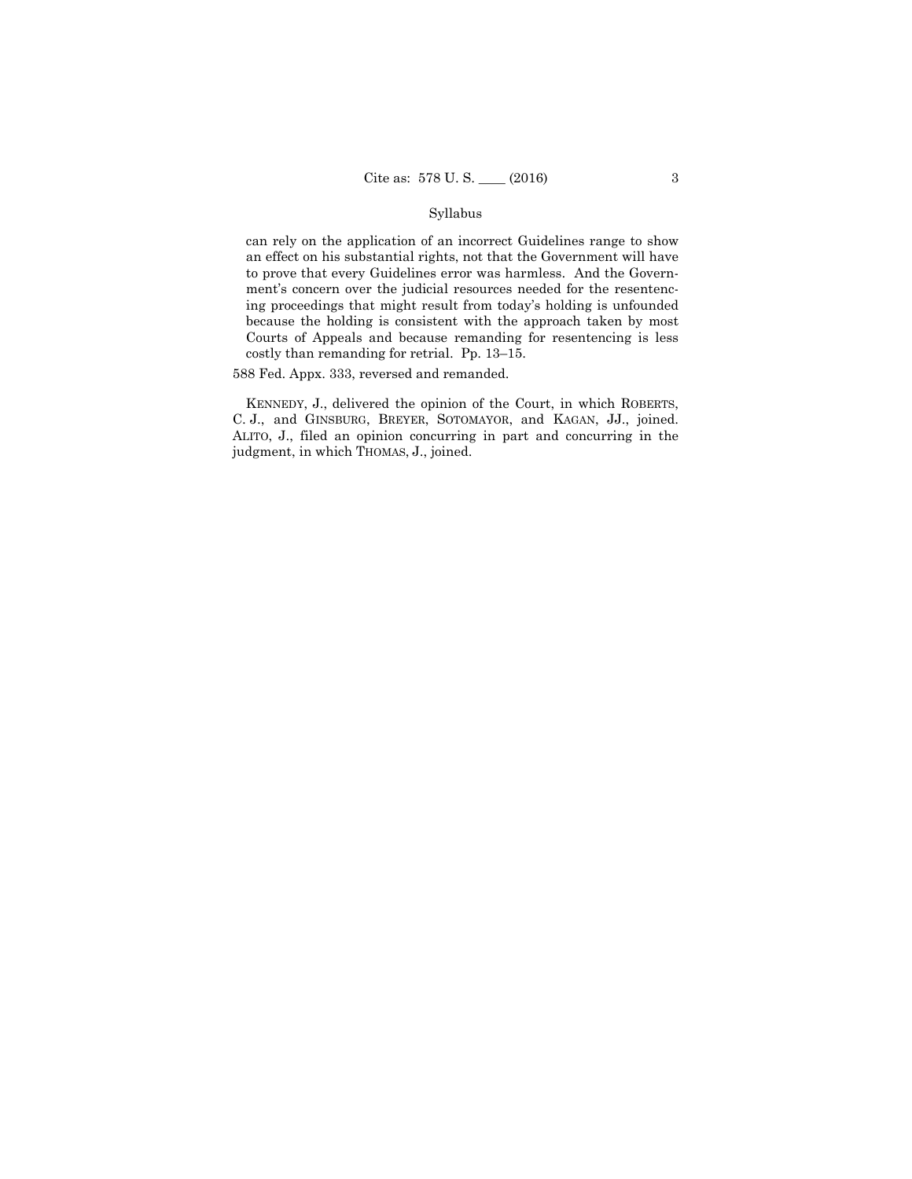can rely on the application of an incorrect Guidelines range to show an effect on his substantial rights, not that the Government will have to prove that every Guidelines error was harmless. And the Government's concern over the judicial resources needed for the resentencing proceedings that might result from today's holding is unfounded because the holding is consistent with the approach taken by most Courts of Appeals and because remanding for resentencing is less costly than remanding for retrial. Pp. 13–15.

588 Fed. Appx. 333, reversed and remanded.

KENNEDY, J., delivered the opinion of the Court, in which ROBERTS, C. J., and GINSBURG, BREYER, SOTOMAYOR, and KAGAN, JJ., joined. ALITO, J., filed an opinion concurring in part and concurring in the judgment, in which THOMAS, J., joined.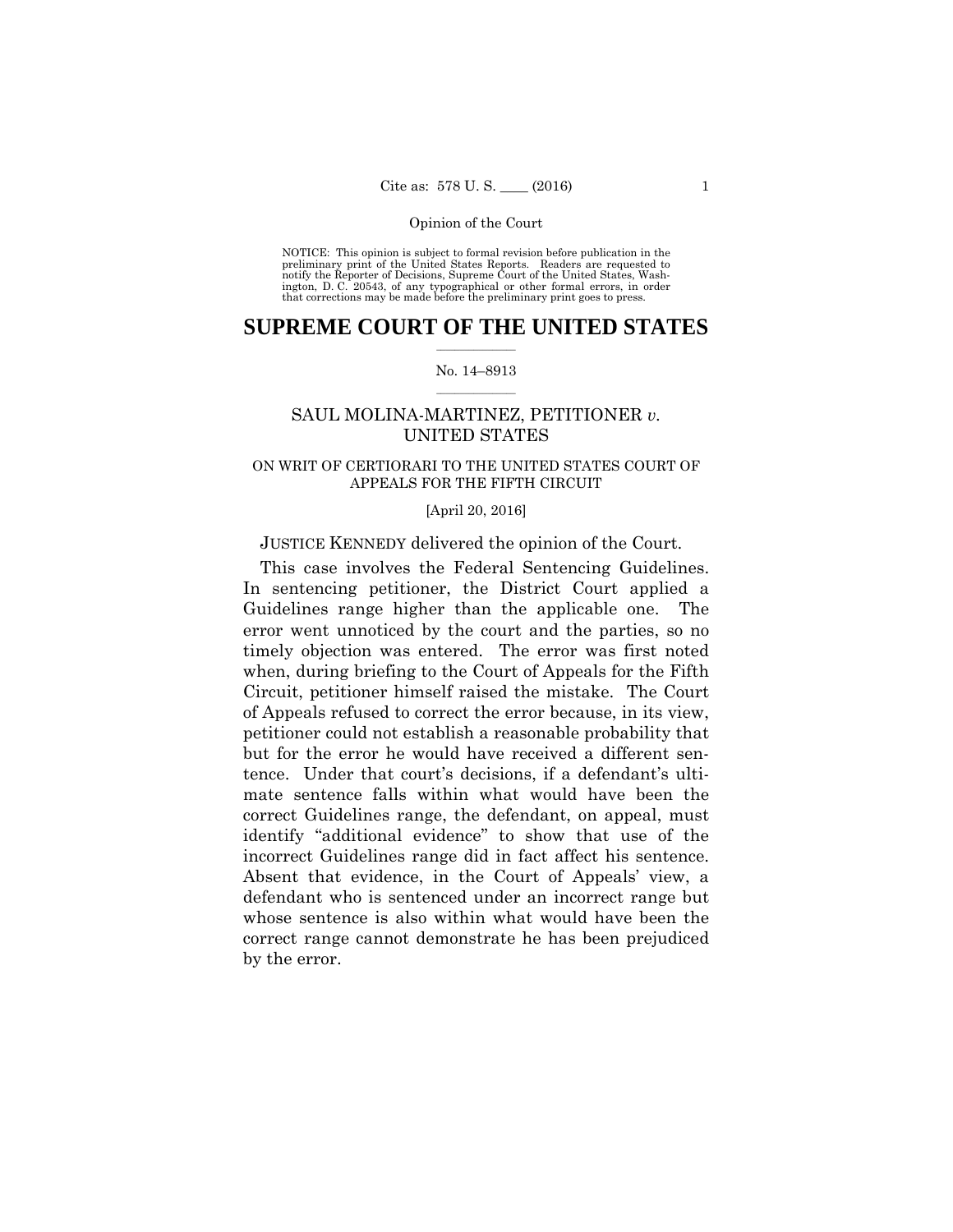NOTICE: This opinion is subject to formal revision before publication in the preliminary print of the United States Reports. Readers are requested to notify the Reporter of Decisions, Supreme Court of the United States, Washington, D. C. 20543, of any typographical or other formal errors, in order that corrections may be made before the preliminary print goes to press.

# SUPREME COURT OF THE UNITED STATES

No. 14–8913

## SAUL MOLINA-MARTINEZ, PETITIONER *v.* UNITED STATES

### ON WRIT OF CERTIORARI TO THE UNITED STATES COURT OF APPEALS FOR THE FIFTH CIRCUIT

[April 20, 2016]

JUSTICE KENNEDY delivered the opinion of the Court.

This case involves the Federal Sentencing Guidelines. In sentencing petitioner, the District Court applied a Guidelines range higher than the applicable one. The error went unnoticed by the court and the parties, so no timely objection was entered. The error was first noted when, during briefing to the Court of Appeals for the Fifth Circuit, petitioner himself raised the mistake. The Court of Appeals refused to correct the error because, in its view, petitioner could not establish a reasonable probability that but for the error he would have received a different sentence. Under that court's decisions, if a defendant's ultimate sentence falls within what would have been the correct Guidelines range, the defendant, on appeal, must identify "additional evidence" to show that use of the incorrect Guidelines range did in fact affect his sentence. Absent that evidence, in the Court of Appeals' view, a defendant who is sentenced under an incorrect range but whose sentence is also within what would have been the correct range cannot demonstrate he has been prejudiced by the error.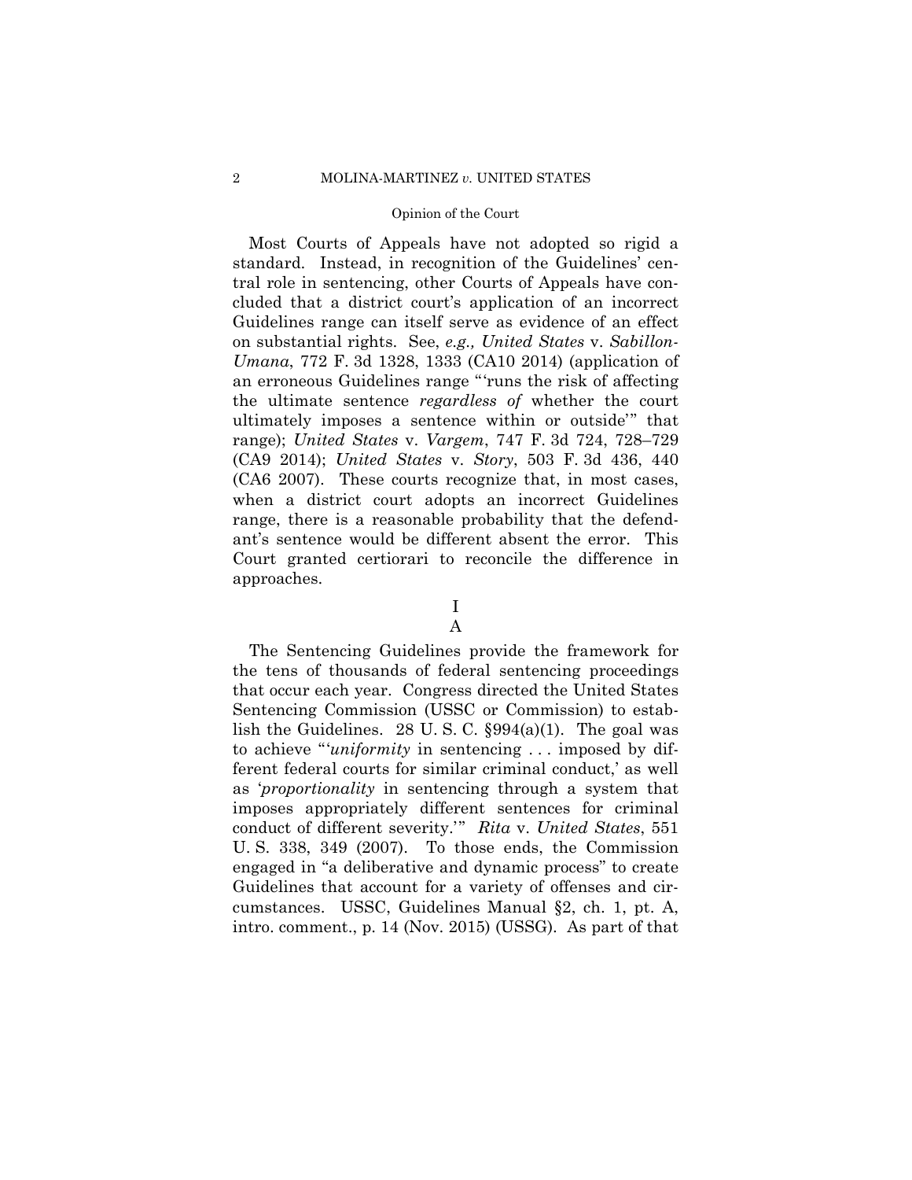Most Courts of Appeals have not adopted so rigid a standard. Instead, in recognition of the Guidelines' central role in sentencing, other Courts of Appeals have concluded that a district court's application of an incorrect Guidelines range can itself serve as evidence of an effect on substantial rights. See, *e.g., United States* v. *Sabillon-Umana*, 772 F. 3d 1328, 1333 (CA10 2014) (application of an erroneous Guidelines range "'runs the risk of affecting the ultimate sentence *regardless of* whether the court ultimately imposes a sentence within or outside'" that range); *United States* v. *Vargem*, 747 F. 3d 724, 728–729 (CA9 2014); *United States* v. *Story*, 503 F. 3d 436, 440 (CA6 2007). These courts recognize that, in most cases, when a district court adopts an incorrect Guidelines range, there is a reasonable probability that the defendant's sentence would be different absent the error. This Court granted certiorari to reconcile the difference in approaches.

## I

### A

The Sentencing Guidelines provide the framework for the tens of thousands of federal sentencing proceedings that occur each year. Congress directed the United States Sentencing Commission (USSC or Commission) to establish the Guidelines. 28 U. S. C. §994(a)(1). The goal was to achieve "'*uniformity* in sentencing . . . imposed by different federal courts for similar criminal conduct,' as well as '*proportionality* in sentencing through a system that imposes appropriately different sentences for criminal conduct of different severity.'" *Rita* v. *United States*, 551 U. S. 338, 349 (2007). To those ends, the Commission engaged in "a deliberative and dynamic process" to create Guidelines that account for a variety of offenses and circumstances. USSC, Guidelines Manual §2, ch. 1, pt. A, intro. comment., p. 14 (Nov. 2015) (USSG). As part of that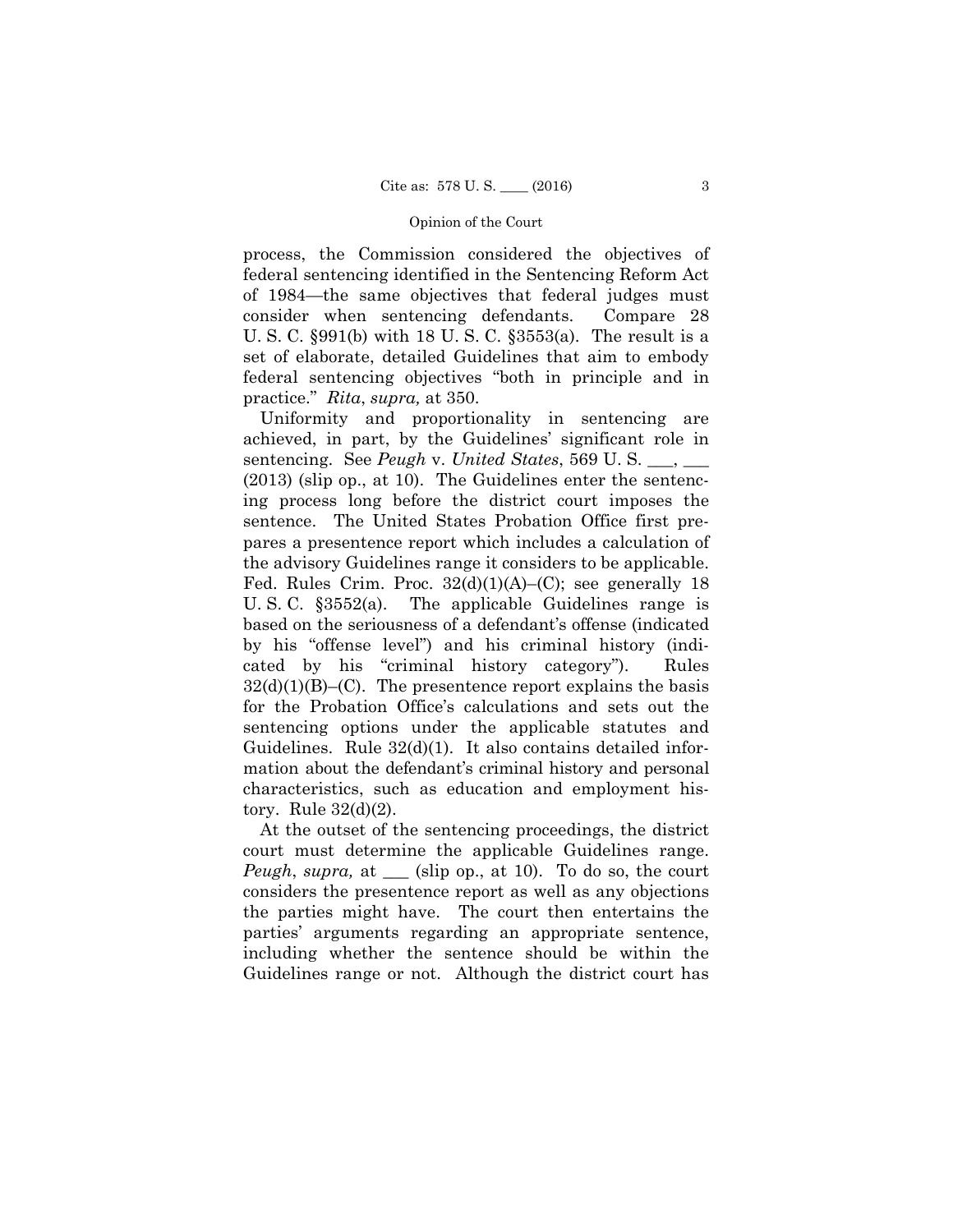process, the Commission considered the objectives of federal sentencing identified in the Sentencing Reform Act of 1984—the same objectives that federal judges must consider when sentencing defendants. Compare 28 U. S. C. §991(b) with 18 U. S. C. §3553(a). The result is a set of elaborate, detailed Guidelines that aim to embody federal sentencing objectives "both in principle and in practice." *Rita*, *supra,* at 350.

Uniformity and proportionality in sentencing are achieved, in part, by the Guidelines' significant role in sentencing. See *Peugh* v. *United States*, 569 U. S. ___, ___ (2013) (slip op., at 10). The Guidelines enter the sentencing process long before the district court imposes the sentence. The United States Probation Office first prepares a presentence report which includes a calculation of the advisory Guidelines range it considers to be applicable. Fed. Rules Crim. Proc. 32(d)(1)(A)–(C); see generally 18 U. S. C. §3552(a). The applicable Guidelines range is based on the seriousness of a defendant's offense (indicated by his "offense level") and his criminal history (indicated by his "criminal history category"). Rules 32(d)(1)(B)–(C). The presentence report explains the basis for the Probation Office's calculations and sets out the sentencing options under the applicable statutes and Guidelines. Rule 32(d)(1). It also contains detailed information about the defendant's criminal history and personal characteristics, such as education and employment history. Rule 32(d)(2).

At the outset of the sentencing proceedings, the district court must determine the applicable Guidelines range. *Peugh*, *supra,* at ___ (slip op., at 10). To do so, the court considers the presentence report as well as any objections the parties might have. The court then entertains the parties' arguments regarding an appropriate sentence, including whether the sentence should be within the Guidelines range or not. Although the district court has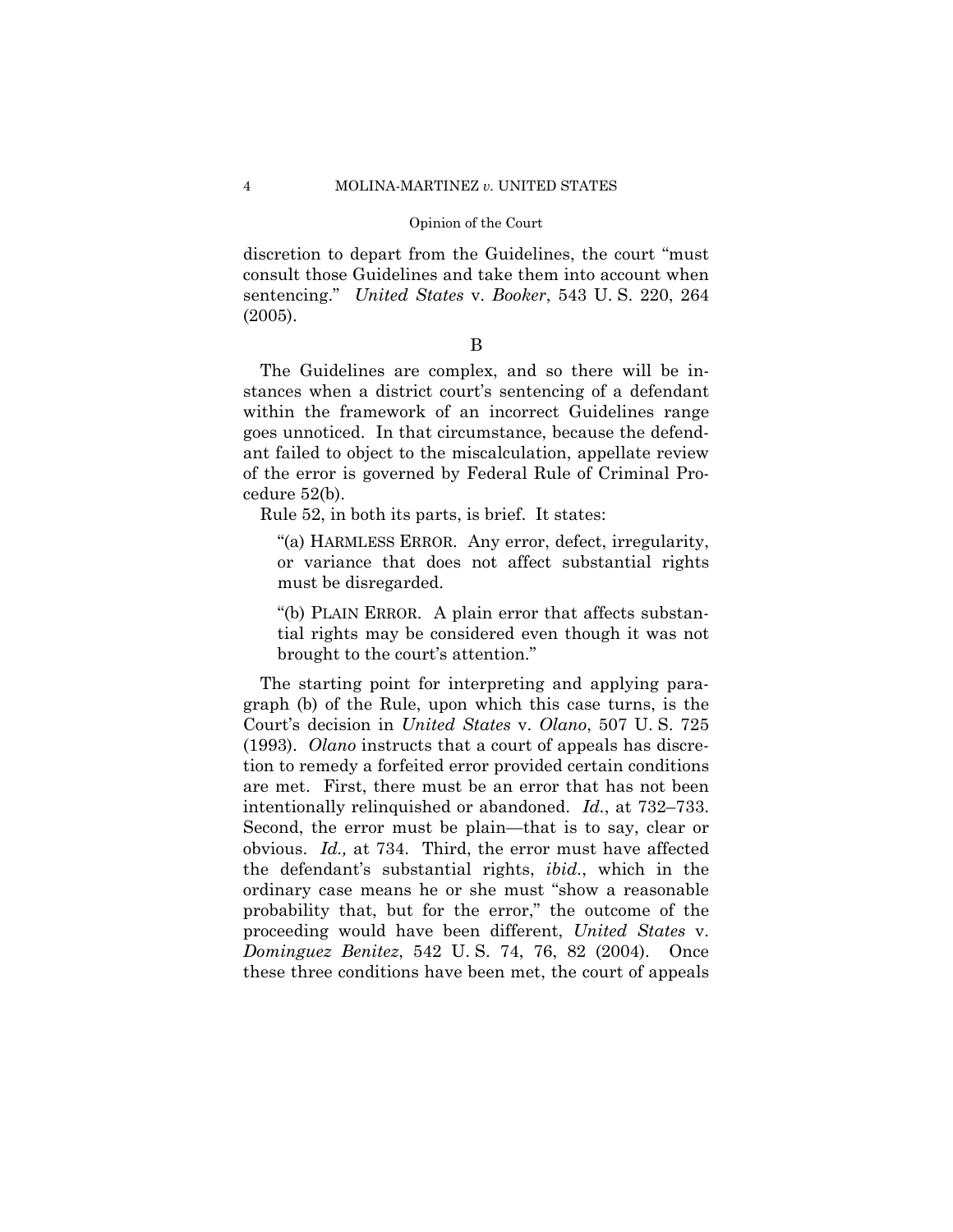discretion to depart from the Guidelines, the court "must consult those Guidelines and take them into account when sentencing." *United States* v. *Booker*, 543 U. S. 220, 264 (2005).

B

The Guidelines are complex, and so there will be instances when a district court's sentencing of a defendant within the framework of an incorrect Guidelines range goes unnoticed. In that circumstance, because the defendant failed to object to the miscalculation, appellate review of the error is governed by Federal Rule of Criminal Procedure 52(b).

Rule 52, in both its parts, is brief. It states:

> "(a) HARMLESS ERROR. Any error, defect, irregularity, or variance that does not affect substantial rights must be disregarded.
>
> "(b) PLAIN ERROR. A plain error that affects substantial rights may be considered even though it was not brought to the court's attention."

The starting point for interpreting and applying paragraph (b) of the Rule, upon which this case turns, is the Court's decision in *United States* v. *Olano*, 507 U. S. 725 (1993). *Olano* instructs that a court of appeals has discretion to remedy a forfeited error provided certain conditions are met. First, there must be an error that has not been intentionally relinquished or abandoned. *Id.*, at 732–733. Second, the error must be plain—that is to say, clear or obvious. *Id.,* at 734. Third, the error must have affected the defendant's substantial rights, *ibid.*, which in the ordinary case means he or she must "show a reasonable probability that, but for the error," the outcome of the proceeding would have been different, *United States* v. *Dominguez Benitez*, 542 U. S. 74, 76, 82 (2004). Once these three conditions have been met, the court of appeals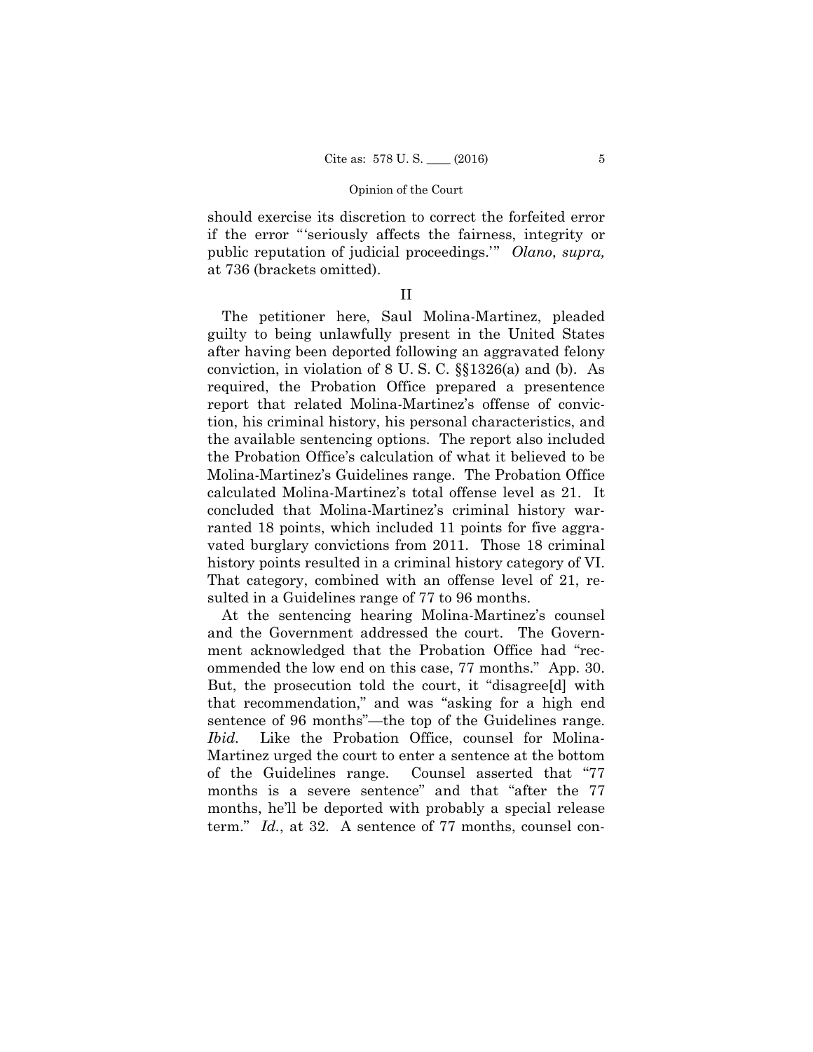should exercise its discretion to correct the forfeited error if the error "'seriously affects the fairness, integrity or public reputation of judicial proceedings.'" *Olano*, *supra,* at 736 (brackets omitted).

## II

The petitioner here, Saul Molina-Martinez, pleaded guilty to being unlawfully present in the United States after having been deported following an aggravated felony conviction, in violation of 8 U. S. C. §§1326(a) and (b). As required, the Probation Office prepared a presentence report that related Molina-Martinez's offense of conviction, his criminal history, his personal characteristics, and the available sentencing options. The report also included the Probation Office's calculation of what it believed to be Molina-Martinez's Guidelines range. The Probation Office calculated Molina-Martinez's total offense level as 21. It concluded that Molina-Martinez's criminal history warranted 18 points, which included 11 points for five aggravated burglary convictions from 2011. Those 18 criminal history points resulted in a criminal history category of VI. That category, combined with an offense level of 21, resulted in a Guidelines range of 77 to 96 months.

At the sentencing hearing Molina-Martinez's counsel and the Government addressed the court. The Government acknowledged that the Probation Office had "recommended the low end on this case, 77 months." App. 30. But, the prosecution told the court, it "disagree[d] with that recommendation," and was "asking for a high end sentence of 96 months"—the top of the Guidelines range. *Ibid.* Like the Probation Office, counsel for Molina-Martinez urged the court to enter a sentence at the bottom of the Guidelines range. Counsel asserted that "77 months is a severe sentence" and that "after the 77 months, he'll be deported with probably a special release term." *Id.*, at 32. A sentence of 77 months, counsel con-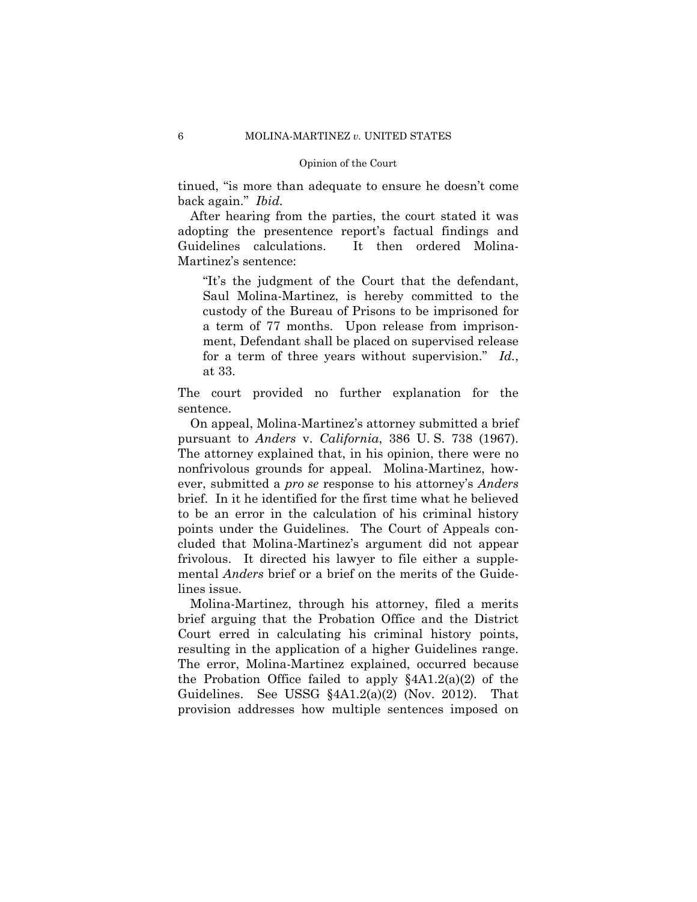tinued, "is more than adequate to ensure he doesn't come back again." *Ibid.*

After hearing from the parties, the court stated it was adopting the presentence report's factual findings and Guidelines calculations. It then ordered Molina-Martinez's sentence:

> "It's the judgment of the Court that the defendant, Saul Molina-Martinez, is hereby committed to the custody of the Bureau of Prisons to be imprisoned for a term of 77 months. Upon release from imprisonment, Defendant shall be placed on supervised release for a term of three years without supervision." *Id.*, at 33.

The court provided no further explanation for the sentence.

On appeal, Molina-Martinez's attorney submitted a brief pursuant to *Anders* v. *California*, 386 U. S. 738 (1967). The attorney explained that, in his opinion, there were no nonfrivolous grounds for appeal. Molina-Martinez, however, submitted a *pro se* response to his attorney's *Anders* brief. In it he identified for the first time what he believed to be an error in the calculation of his criminal history points under the Guidelines. The Court of Appeals concluded that Molina-Martinez's argument did not appear frivolous. It directed his lawyer to file either a supplemental *Anders* brief or a brief on the merits of the Guidelines issue.

Molina-Martinez, through his attorney, filed a merits brief arguing that the Probation Office and the District Court erred in calculating his criminal history points, resulting in the application of a higher Guidelines range. The error, Molina-Martinez explained, occurred because the Probation Office failed to apply §4A1.2(a)(2) of the Guidelines. See USSG §4A1.2(a)(2) (Nov. 2012). That provision addresses how multiple sentences imposed on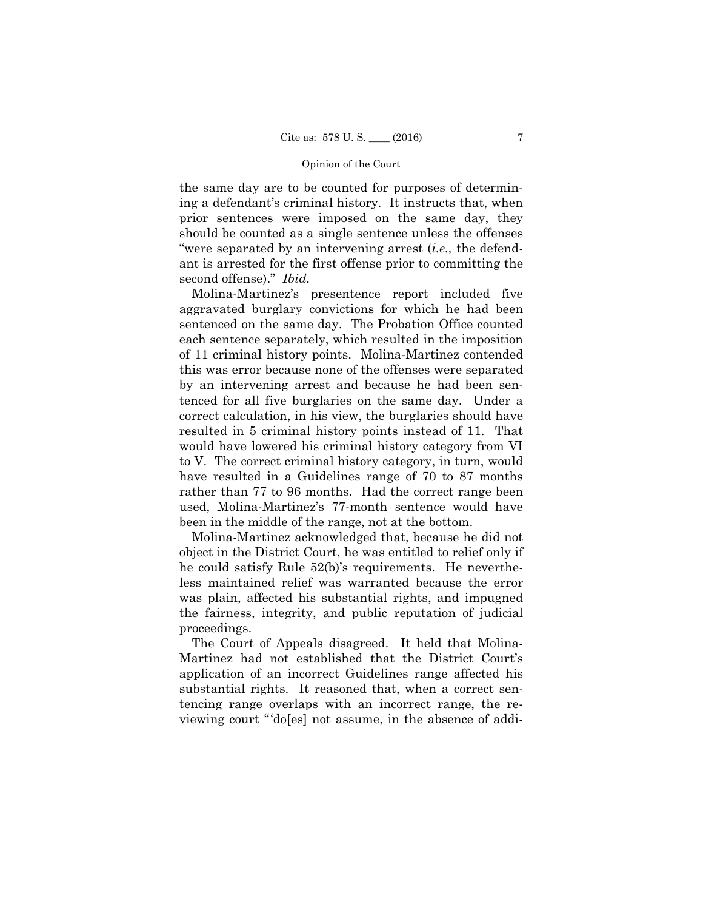the same day are to be counted for purposes of determining a defendant's criminal history. It instructs that, when prior sentences were imposed on the same day, they should be counted as a single sentence unless the offenses "were separated by an intervening arrest (*i.e.,* the defendant is arrested for the first offense prior to committing the second offense)." *Ibid.*

Molina-Martinez's presentence report included five aggravated burglary convictions for which he had been sentenced on the same day. The Probation Office counted each sentence separately, which resulted in the imposition of 11 criminal history points. Molina-Martinez contended this was error because none of the offenses were separated by an intervening arrest and because he had been sentenced for all five burglaries on the same day. Under a correct calculation, in his view, the burglaries should have resulted in 5 criminal history points instead of 11. That would have lowered his criminal history category from VI to V. The correct criminal history category, in turn, would have resulted in a Guidelines range of 70 to 87 months rather than 77 to 96 months. Had the correct range been used, Molina-Martinez's 77-month sentence would have been in the middle of the range, not at the bottom.

Molina-Martinez acknowledged that, because he did not object in the District Court, he was entitled to relief only if he could satisfy Rule 52(b)'s requirements. He nevertheless maintained relief was warranted because the error was plain, affected his substantial rights, and impugned the fairness, integrity, and public reputation of judicial proceedings.

The Court of Appeals disagreed. It held that Molina-Martinez had not established that the District Court's application of an incorrect Guidelines range affected his substantial rights. It reasoned that, when a correct sentencing range overlaps with an incorrect range, the reviewing court "'do[es] not assume, in the absence of addi-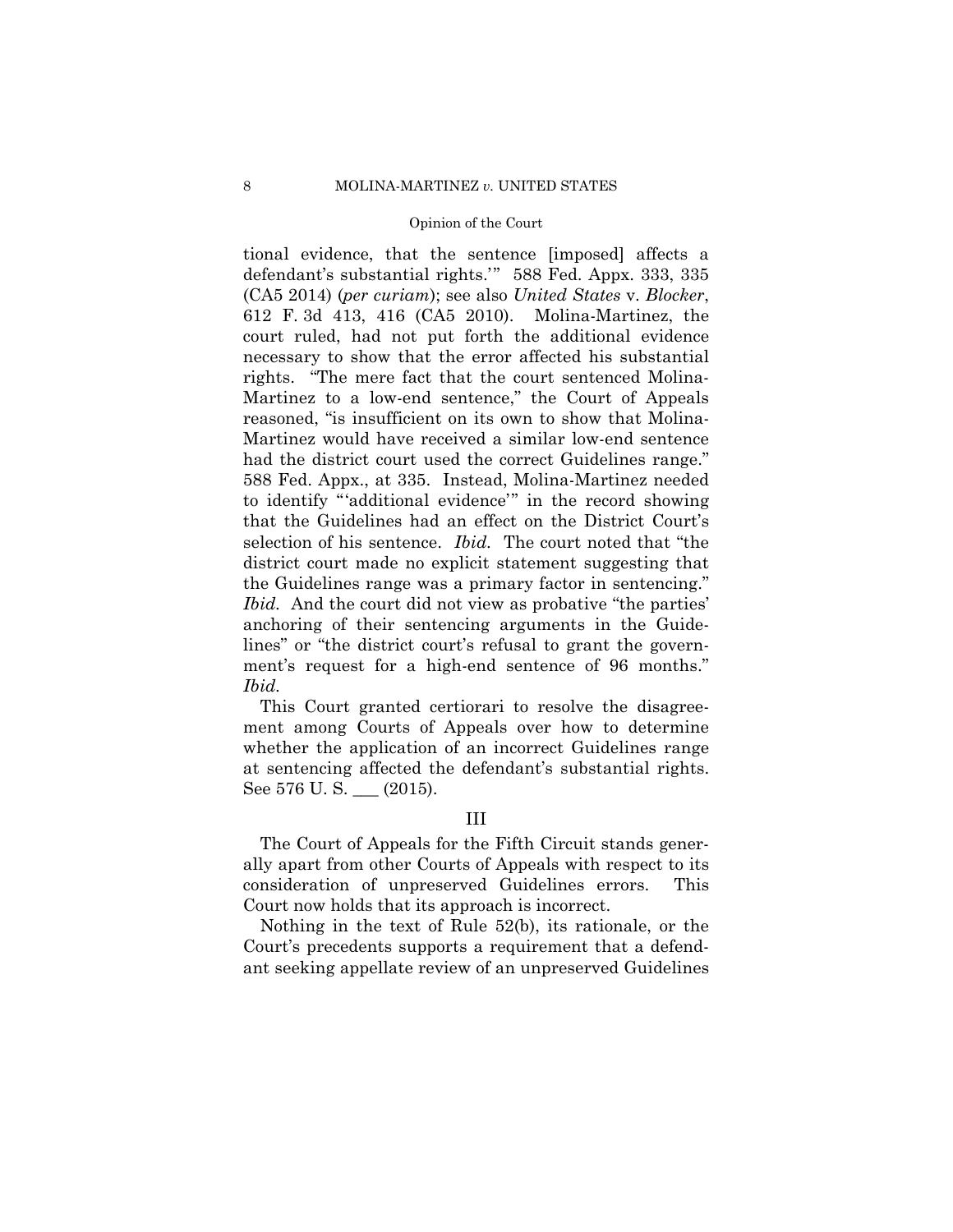tional evidence, that the sentence [imposed] affects a defendant's substantial rights.'" 588 Fed. Appx. 333, 335 (CA5 2014) (*per curiam*); see also *United States* v. *Blocker*, 612 F. 3d 413, 416 (CA5 2010). Molina-Martinez, the court ruled, had not put forth the additional evidence necessary to show that the error affected his substantial rights. "The mere fact that the court sentenced Molina-Martinez to a low-end sentence," the Court of Appeals reasoned, "is insufficient on its own to show that Molina-Martinez would have received a similar low-end sentence had the district court used the correct Guidelines range." 588 Fed. Appx., at 335. Instead, Molina-Martinez needed to identify "'additional evidence'" in the record showing that the Guidelines had an effect on the District Court's selection of his sentence. *Ibid.* The court noted that "the district court made no explicit statement suggesting that the Guidelines range was a primary factor in sentencing." *Ibid.* And the court did not view as probative "the parties' anchoring of their sentencing arguments in the Guidelines" or "the district court's refusal to grant the government's request for a high-end sentence of 96 months." *Ibid.*

This Court granted certiorari to resolve the disagreement among Courts of Appeals over how to determine whether the application of an incorrect Guidelines range at sentencing affected the defendant's substantial rights. See 576 U. S. ___ (2015).

## III

The Court of Appeals for the Fifth Circuit stands generally apart from other Courts of Appeals with respect to its consideration of unpreserved Guidelines errors. This Court now holds that its approach is incorrect.

Nothing in the text of Rule 52(b), its rationale, or the Court's precedents supports a requirement that a defendant seeking appellate review of an unpreserved Guidelines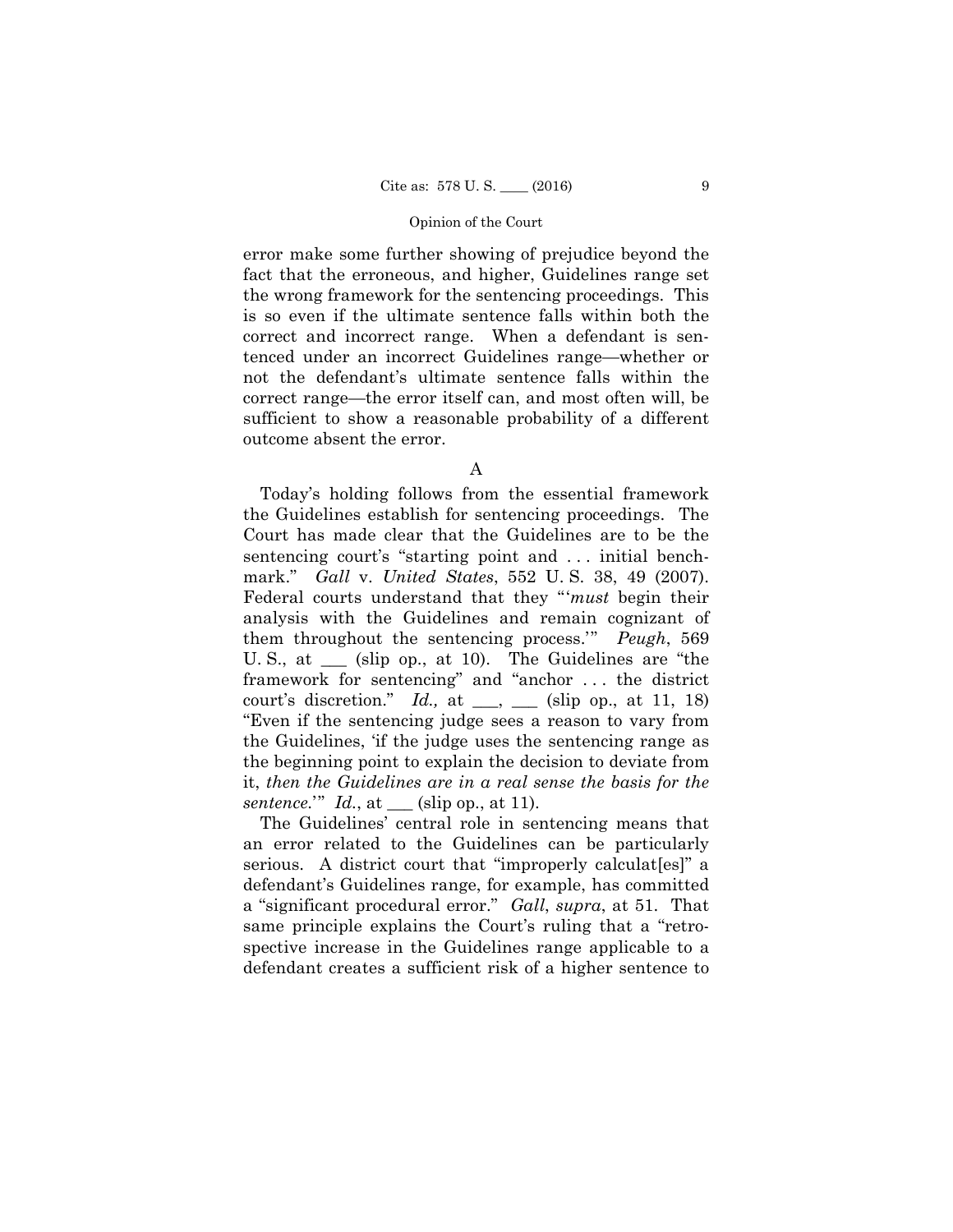error make some further showing of prejudice beyond the fact that the erroneous, and higher, Guidelines range set the wrong framework for the sentencing proceedings. This is so even if the ultimate sentence falls within both the correct and incorrect range. When a defendant is sentenced under an incorrect Guidelines range—whether or not the defendant's ultimate sentence falls within the correct range—the error itself can, and most often will, be sufficient to show a reasonable probability of a different outcome absent the error.

## A

Today's holding follows from the essential framework the Guidelines establish for sentencing proceedings. The Court has made clear that the Guidelines are to be the sentencing court's "starting point and . . . initial benchmark." *Gall* v. *United States*, 552 U. S. 38, 49 (2007). Federal courts understand that they "'*must* begin their analysis with the Guidelines and remain cognizant of them throughout the sentencing process.'" *Peugh*, 569 U. S., at ___ (slip op., at 10). The Guidelines are "the framework for sentencing" and "anchor . . . the district court's discretion." *Id.,* at ___, ___ (slip op., at 11, 18) "Even if the sentencing judge sees a reason to vary from the Guidelines, 'if the judge uses the sentencing range as the beginning point to explain the decision to deviate from it, *then the Guidelines are in a real sense the basis for the sentence*.'" *Id.*, at ___ (slip op., at 11).

The Guidelines' central role in sentencing means that an error related to the Guidelines can be particularly serious. A district court that "improperly calculat[es]" a defendant's Guidelines range, for example, has committed a "significant procedural error." *Gall*, *supra*, at 51. That same principle explains the Court's ruling that a "retrospective increase in the Guidelines range applicable to a defendant creates a sufficient risk of a higher sentence to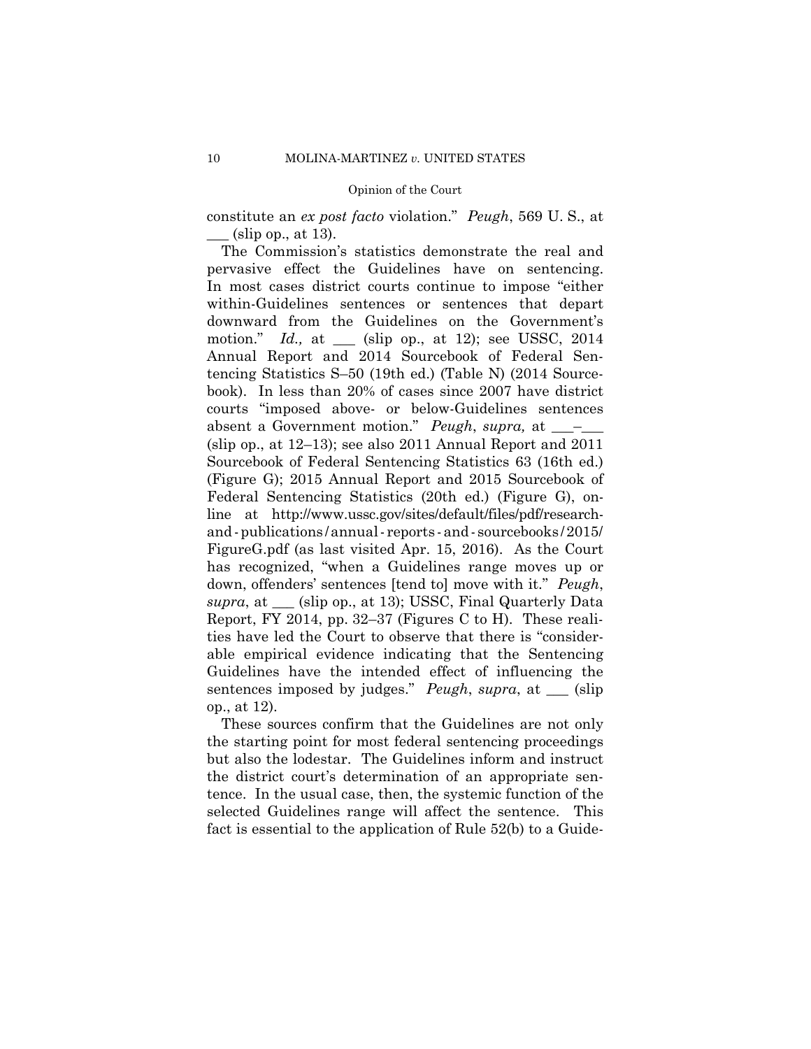constitute an *ex post facto* violation." *Peugh*, 569 U. S., at ___ (slip op., at 13).

The Commission's statistics demonstrate the real and pervasive effect the Guidelines have on sentencing. In most cases district courts continue to impose "either within-Guidelines sentences or sentences that depart downward from the Guidelines on the Government's motion." *Id.,* at ___ (slip op., at 12); see USSC, 2014 Annual Report and 2014 Sourcebook of Federal Sentencing Statistics S–50 (19th ed.) (Table N) (2014 Sourcebook). In less than 20% of cases since 2007 have district courts "imposed above- or below-Guidelines sentences absent a Government motion." *Peugh*, *supra,* at ___–___ (slip op., at 12–13); see also 2011 Annual Report and 2011 Sourcebook of Federal Sentencing Statistics 63 (16th ed.) (Figure G); 2015 Annual Report and 2015 Sourcebook of Federal Sentencing Statistics (20th ed.) (Figure G), online at http://www.ussc.gov/sites/default/files/pdf/research-and-publications/annual-reports-and-sourcebooks/2015/FigureG.pdf (as last visited Apr. 15, 2016). As the Court has recognized, "when a Guidelines range moves up or down, offenders' sentences [tend to] move with it." *Peugh*, *supra*, at ___ (slip op., at 13); USSC, Final Quarterly Data Report, FY 2014, pp. 32–37 (Figures C to H). These realities have led the Court to observe that there is "considerable empirical evidence indicating that the Sentencing Guidelines have the intended effect of influencing the sentences imposed by judges." *Peugh*, *supra*, at ___ (slip op., at 12).

These sources confirm that the Guidelines are not only the starting point for most federal sentencing proceedings but also the lodestar. The Guidelines inform and instruct the district court's determination of an appropriate sentence. In the usual case, then, the systemic function of the selected Guidelines range will affect the sentence. This fact is essential to the application of Rule 52(b) to a Guide-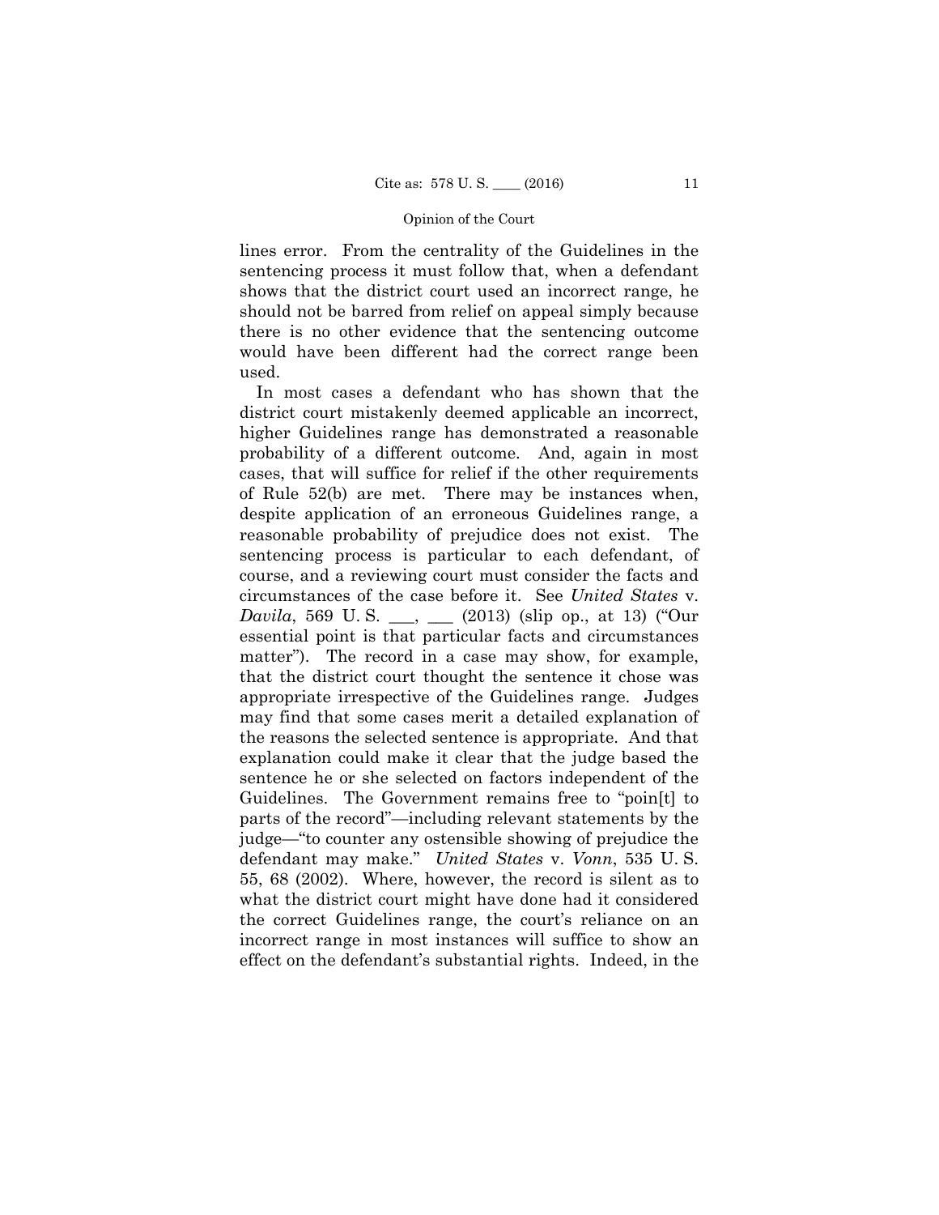lines error. From the centrality of the Guidelines in the sentencing process it must follow that, when a defendant shows that the district court used an incorrect range, he should not be barred from relief on appeal simply because there is no other evidence that the sentencing outcome would have been different had the correct range been used.

In most cases a defendant who has shown that the district court mistakenly deemed applicable an incorrect, higher Guidelines range has demonstrated a reasonable probability of a different outcome. And, again in most cases, that will suffice for relief if the other requirements of Rule 52(b) are met. There may be instances when, despite application of an erroneous Guidelines range, a reasonable probability of prejudice does not exist. The sentencing process is particular to each defendant, of course, and a reviewing court must consider the facts and circumstances of the case before it. See *United States* v. *Davila*, 569 U. S. ___, ___ (2013) (slip op., at 13) ("Our essential point is that particular facts and circumstances matter"). The record in a case may show, for example, that the district court thought the sentence it chose was appropriate irrespective of the Guidelines range. Judges may find that some cases merit a detailed explanation of the reasons the selected sentence is appropriate. And that explanation could make it clear that the judge based the sentence he or she selected on factors independent of the Guidelines. The Government remains free to "poin[t] to parts of the record"—including relevant statements by the judge—"to counter any ostensible showing of prejudice the defendant may make." *United States* v. *Vonn*, 535 U. S. 55, 68 (2002). Where, however, the record is silent as to what the district court might have done had it considered the correct Guidelines range, the court's reliance on an incorrect range in most instances will suffice to show an effect on the defendant's substantial rights. Indeed, in the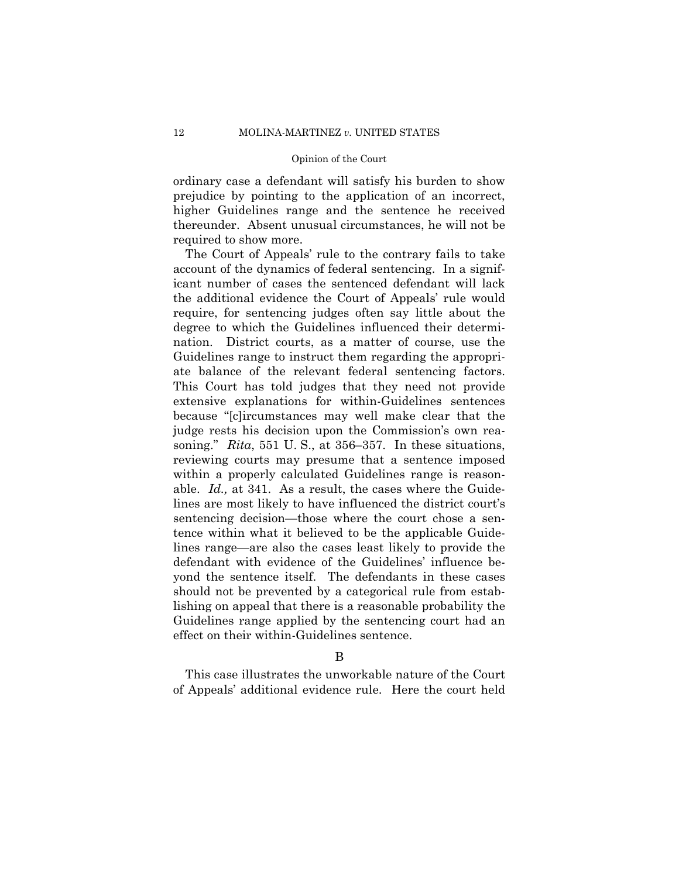ordinary case a defendant will satisfy his burden to show prejudice by pointing to the application of an incorrect, higher Guidelines range and the sentence he received thereunder. Absent unusual circumstances, he will not be required to show more.

The Court of Appeals' rule to the contrary fails to take account of the dynamics of federal sentencing. In a significant number of cases the sentenced defendant will lack the additional evidence the Court of Appeals' rule would require, for sentencing judges often say little about the degree to which the Guidelines influenced their determination. District courts, as a matter of course, use the Guidelines range to instruct them regarding the appropriate balance of the relevant federal sentencing factors. This Court has told judges that they need not provide extensive explanations for within-Guidelines sentences because "[c]ircumstances may well make clear that the judge rests his decision upon the Commission's own reasoning." *Rita*, 551 U. S., at 356–357. In these situations, reviewing courts may presume that a sentence imposed within a properly calculated Guidelines range is reasonable. *Id.,* at 341. As a result, the cases where the Guidelines are most likely to have influenced the district court's sentencing decision—those where the court chose a sentence within what it believed to be the applicable Guidelines range—are also the cases least likely to provide the defendant with evidence of the Guidelines' influence beyond the sentence itself. The defendants in these cases should not be prevented by a categorical rule from establishing on appeal that there is a reasonable probability the Guidelines range applied by the sentencing court had an effect on their within-Guidelines sentence.

### B

This case illustrates the unworkable nature of the Court of Appeals' additional evidence rule. Here the court held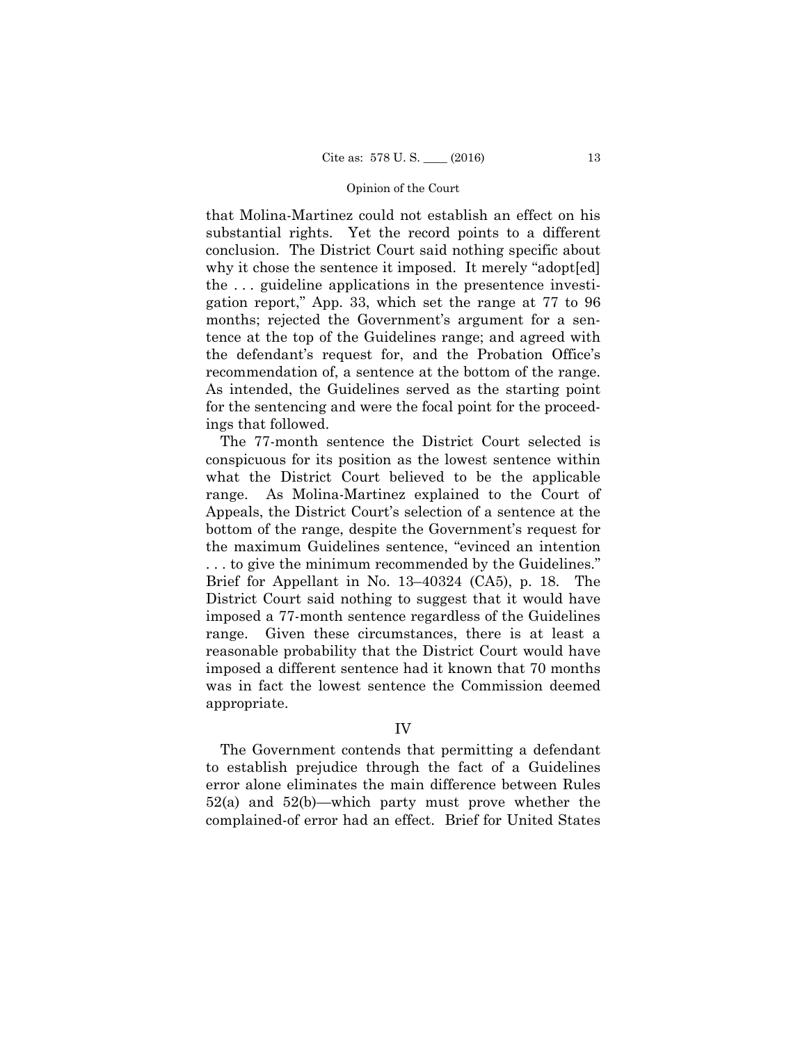that Molina-Martinez could not establish an effect on his substantial rights. Yet the record points to a different conclusion. The District Court said nothing specific about why it chose the sentence it imposed. It merely "adopt[ed] the . . . guideline applications in the presentence investigation report," App. 33, which set the range at 77 to 96 months; rejected the Government's argument for a sentence at the top of the Guidelines range; and agreed with the defendant's request for, and the Probation Office's recommendation of, a sentence at the bottom of the range. As intended, the Guidelines served as the starting point for the sentencing and were the focal point for the proceedings that followed.

The 77-month sentence the District Court selected is conspicuous for its position as the lowest sentence within what the District Court believed to be the applicable range. As Molina-Martinez explained to the Court of Appeals, the District Court's selection of a sentence at the bottom of the range, despite the Government's request for the maximum Guidelines sentence, "evinced an intention . . . to give the minimum recommended by the Guidelines." Brief for Appellant in No. 13–40324 (CA5), p. 18. The District Court said nothing to suggest that it would have imposed a 77-month sentence regardless of the Guidelines range. Given these circumstances, there is at least a reasonable probability that the District Court would have imposed a different sentence had it known that 70 months was in fact the lowest sentence the Commission deemed appropriate.

## IV

The Government contends that permitting a defendant to establish prejudice through the fact of a Guidelines error alone eliminates the main difference between Rules 52(a) and 52(b)—which party must prove whether the complained-of error had an effect. Brief for United States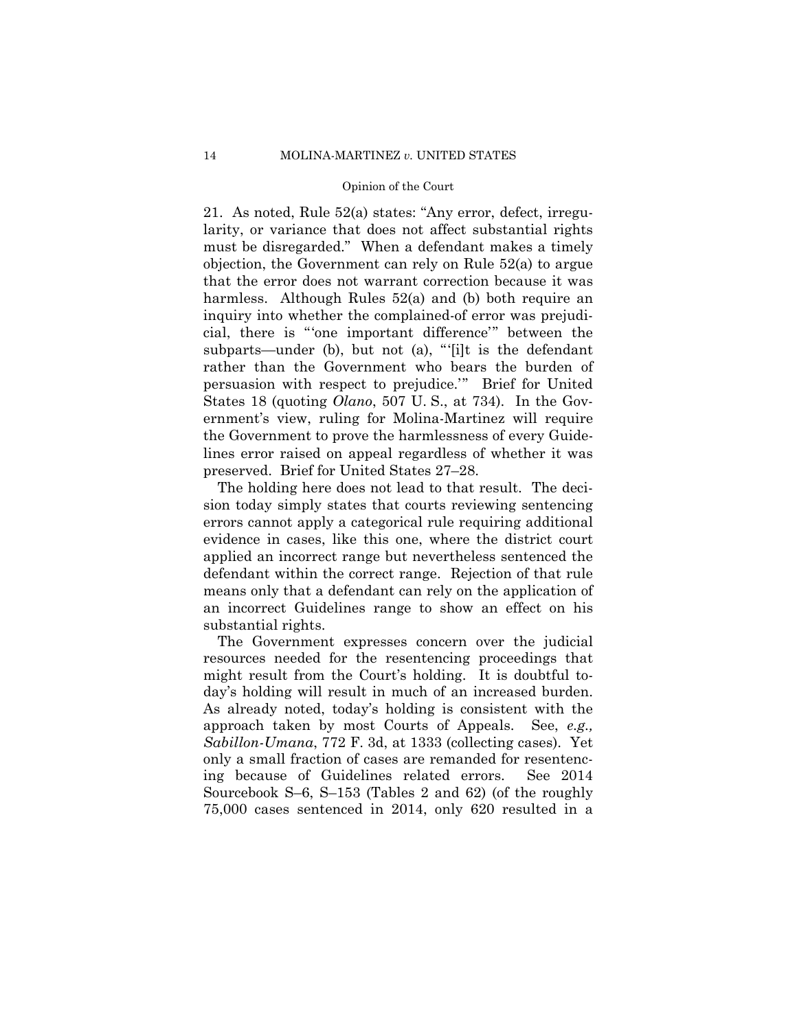21. As noted, Rule 52(a) states: "Any error, defect, irregularity, or variance that does not affect substantial rights must be disregarded." When a defendant makes a timely objection, the Government can rely on Rule 52(a) to argue that the error does not warrant correction because it was harmless. Although Rules 52(a) and (b) both require an inquiry into whether the complained-of error was prejudicial, there is "'one important difference'" between the subparts—under (b), but not (a), "'[i]t is the defendant rather than the Government who bears the burden of persuasion with respect to prejudice.'" Brief for United States 18 (quoting *Olano*, 507 U. S., at 734). In the Government's view, ruling for Molina-Martinez will require the Government to prove the harmlessness of every Guidelines error raised on appeal regardless of whether it was preserved. Brief for United States 27–28.

The holding here does not lead to that result. The decision today simply states that courts reviewing sentencing errors cannot apply a categorical rule requiring additional evidence in cases, like this one, where the district court applied an incorrect range but nevertheless sentenced the defendant within the correct range. Rejection of that rule means only that a defendant can rely on the application of an incorrect Guidelines range to show an effect on his substantial rights.

The Government expresses concern over the judicial resources needed for the resentencing proceedings that might result from the Court's holding. It is doubtful today's holding will result in much of an increased burden. As already noted, today's holding is consistent with the approach taken by most Courts of Appeals. See, *e.g., Sabillon-Umana*, 772 F. 3d, at 1333 (collecting cases). Yet only a small fraction of cases are remanded for resentencing because of Guidelines related errors. See 2014 Sourcebook S–6, S–153 (Tables 2 and 62) (of the roughly 75,000 cases sentenced in 2014, only 620 resulted in a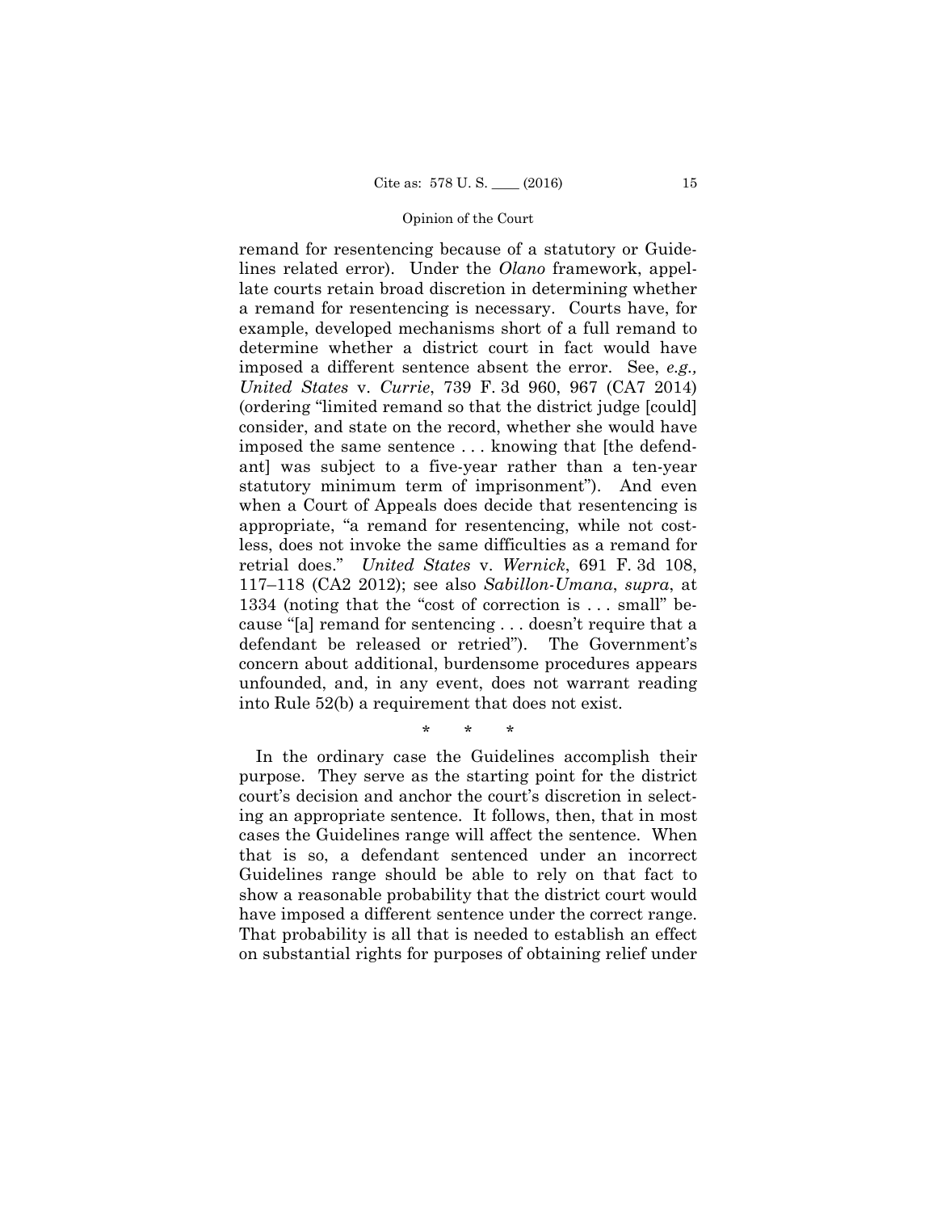remand for resentencing because of a statutory or Guidelines related error). Under the *Olano* framework, appellate courts retain broad discretion in determining whether a remand for resentencing is necessary. Courts have, for example, developed mechanisms short of a full remand to determine whether a district court in fact would have imposed a different sentence absent the error. See, *e.g., United States* v. *Currie*, 739 F. 3d 960, 967 (CA7 2014) (ordering "limited remand so that the district judge [could] consider, and state on the record, whether she would have imposed the same sentence . . . knowing that [the defendant] was subject to a five-year rather than a ten-year statutory minimum term of imprisonment"). And even when a Court of Appeals does decide that resentencing is appropriate, "a remand for resentencing, while not costless, does not invoke the same difficulties as a remand for retrial does." *United States* v. *Wernick*, 691 F. 3d 108, 117–118 (CA2 2012); see also *Sabillon-Umana*, *supra*, at 1334 (noting that the "cost of correction is . . . small" because "[a] remand for sentencing . . . doesn't require that a defendant be released or retried"). The Government's concern about additional, burdensome procedures appears unfounded, and, in any event, does not warrant reading into Rule 52(b) a requirement that does not exist.

\* \* \*

In the ordinary case the Guidelines accomplish their purpose. They serve as the starting point for the district court's decision and anchor the court's discretion in selecting an appropriate sentence. It follows, then, that in most cases the Guidelines range will affect the sentence. When that is so, a defendant sentenced under an incorrect Guidelines range should be able to rely on that fact to show a reasonable probability that the district court would have imposed a different sentence under the correct range. That probability is all that is needed to establish an effect on substantial rights for purposes of obtaining relief under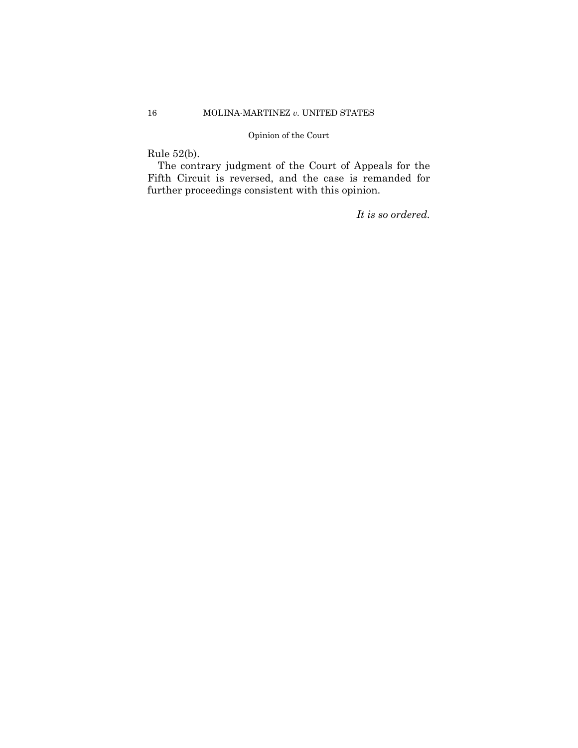Rule 52(b).

The contrary judgment of the Court of Appeals for the Fifth Circuit is reversed, and the case is remanded for further proceedings consistent with this opinion.

*It is so ordered.*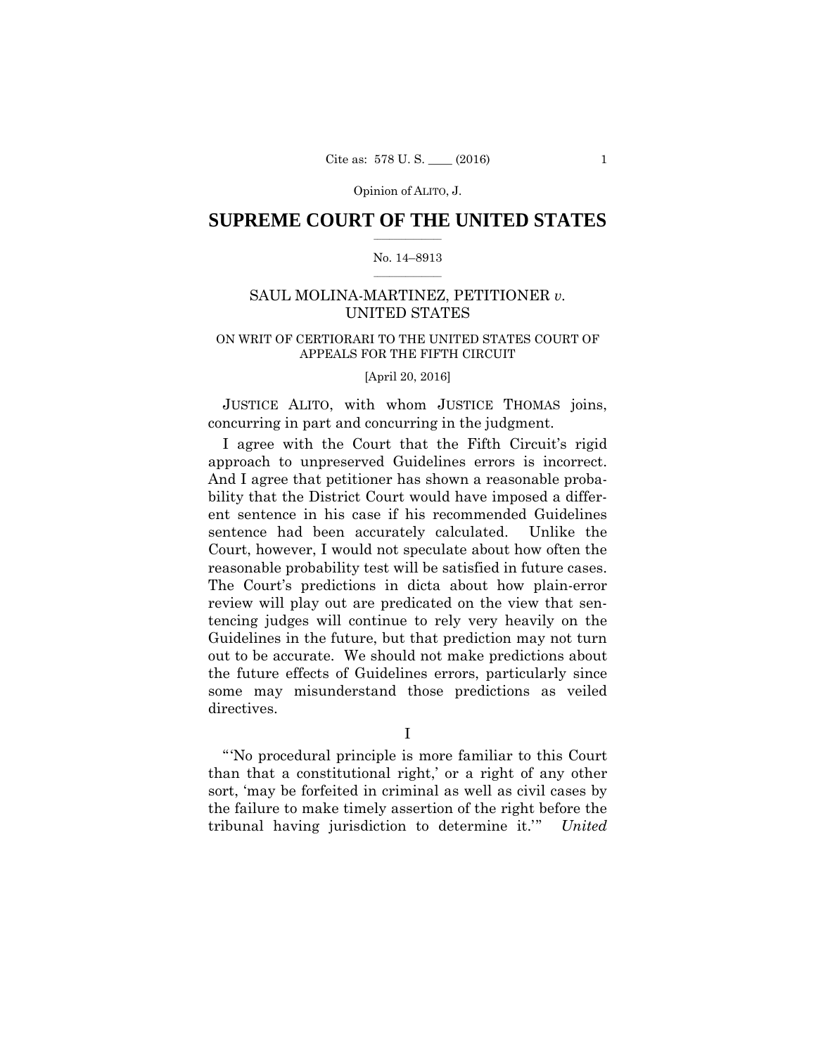# SUPREME COURT OF THE UNITED STATES

No. 14–8913

SAUL MOLINA-MARTINEZ, PETITIONER *v.* UNITED STATES

ON WRIT OF CERTIORARI TO THE UNITED STATES COURT OF APPEALS FOR THE FIFTH CIRCUIT

[April 20, 2016]

JUSTICE ALITO, with whom JUSTICE THOMAS joins, concurring in part and concurring in the judgment.

I agree with the Court that the Fifth Circuit's rigid approach to unpreserved Guidelines errors is incorrect. And I agree that petitioner has shown a reasonable probability that the District Court would have imposed a different sentence in his case if his recommended Guidelines sentence had been accurately calculated. Unlike the Court, however, I would not speculate about how often the reasonable probability test will be satisfied in future cases. The Court's predictions in dicta about how plain-error review will play out are predicated on the view that sentencing judges will continue to rely very heavily on the Guidelines in the future, but that prediction may not turn out to be accurate. We should not make predictions about the future effects of Guidelines errors, particularly since some may misunderstand those predictions as veiled directives.

I

"'No procedural principle is more familiar to this Court than that a constitutional right,' or a right of any other sort, 'may be forfeited in criminal as well as civil cases by the failure to make timely assertion of the right before the tribunal having jurisdiction to determine it.'" *United*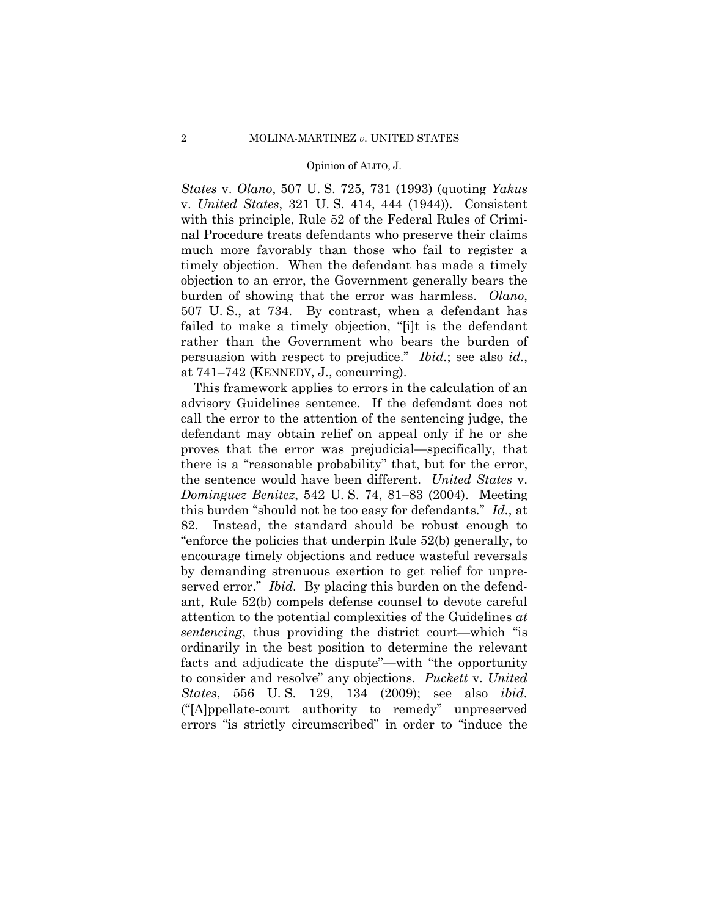*States* v. *Olano*, 507 U. S. 725, 731 (1993) (quoting *Yakus* v. *United States*, 321 U. S. 414, 444 (1944)). Consistent with this principle, Rule 52 of the Federal Rules of Criminal Procedure treats defendants who preserve their claims much more favorably than those who fail to register a timely objection. When the defendant has made a timely objection to an error, the Government generally bears the burden of showing that the error was harmless. *Olano*, 507 U. S., at 734. By contrast, when a defendant has failed to make a timely objection, "[i]t is the defendant rather than the Government who bears the burden of persuasion with respect to prejudice." *Ibid.*; see also *id.*, at 741–742 (KENNEDY, J., concurring).

This framework applies to errors in the calculation of an advisory Guidelines sentence. If the defendant does not call the error to the attention of the sentencing judge, the defendant may obtain relief on appeal only if he or she proves that the error was prejudicial—specifically, that there is a "reasonable probability" that, but for the error, the sentence would have been different. *United States* v. *Dominguez Benitez*, 542 U. S. 74, 81–83 (2004). Meeting this burden "should not be too easy for defendants." *Id.*, at 82. Instead, the standard should be robust enough to "enforce the policies that underpin Rule 52(b) generally, to encourage timely objections and reduce wasteful reversals by demanding strenuous exertion to get relief for unpreserved error." *Ibid.* By placing this burden on the defendant, Rule 52(b) compels defense counsel to devote careful attention to the potential complexities of the Guidelines *at sentencing*, thus providing the district court—which "is ordinarily in the best position to determine the relevant facts and adjudicate the dispute"—with "the opportunity to consider and resolve" any objections. *Puckett* v. *United States*, 556 U. S. 129, 134 (2009); see also *ibid.* ("[A]ppellate-court authority to remedy" unpreserved errors "is strictly circumscribed" in order to "induce the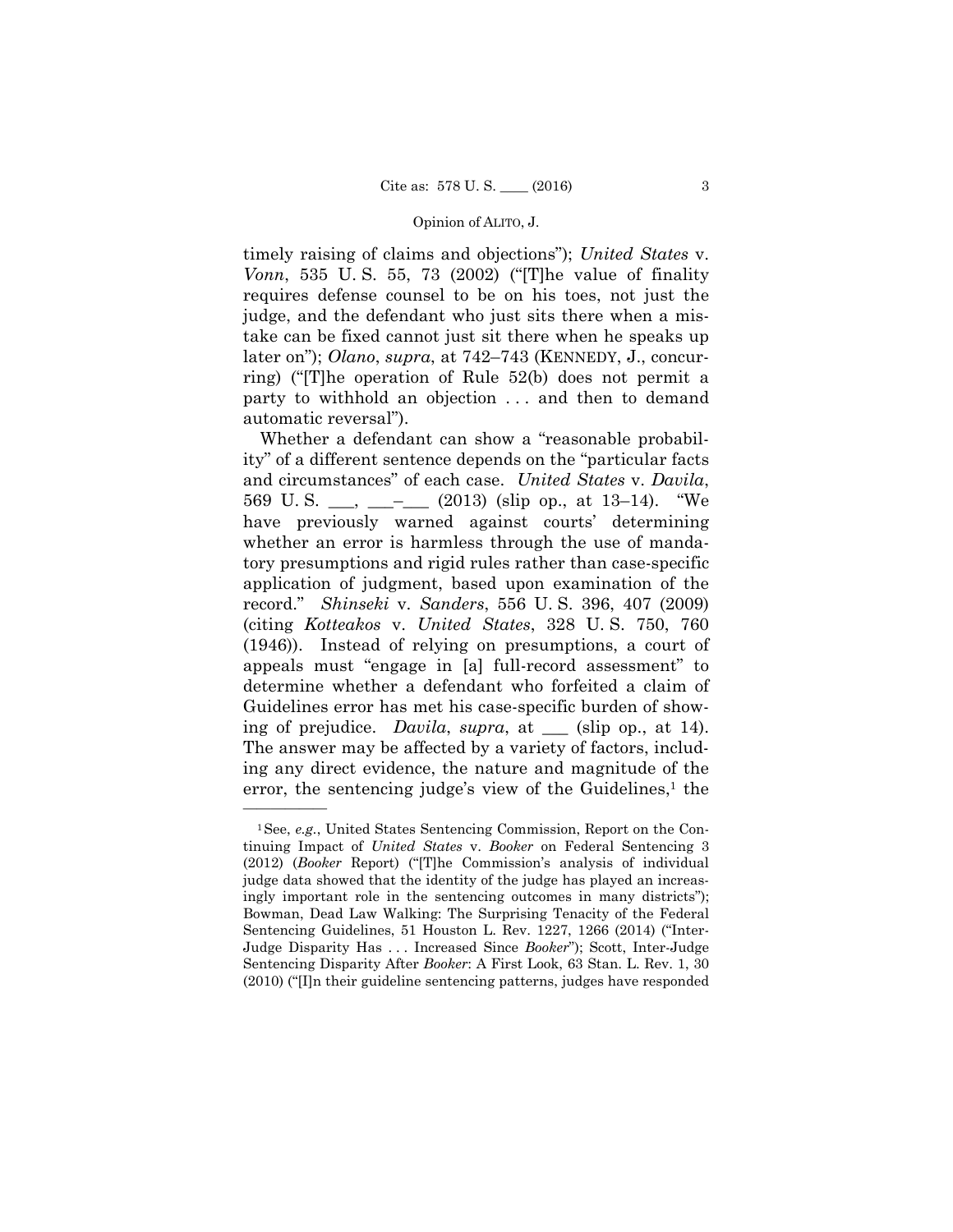timely raising of claims and objections"); *United States* v. *Vonn*, 535 U. S. 55, 73 (2002) ("[T]he value of finality requires defense counsel to be on his toes, not just the judge, and the defendant who just sits there when a mistake can be fixed cannot just sit there when he speaks up later on"); *Olano*, *supra*, at 742–743 (KENNEDY, J., concurring) ("[T]he operation of Rule 52(b) does not permit a party to withhold an objection . . . and then to demand automatic reversal").

Whether a defendant can show a "reasonable probability" of a different sentence depends on the "particular facts and circumstances" of each case. *United States* v. *Davila*, 569 U. S. ___, ___–___ (2013) (slip op., at 13–14). "We have previously warned against courts' determining whether an error is harmless through the use of mandatory presumptions and rigid rules rather than case-specific application of judgment, based upon examination of the record." *Shinseki* v. *Sanders*, 556 U. S. 396, 407 (2009) (citing *Kotteakos* v. *United States*, 328 U. S. 750, 760 (1946)). Instead of relying on presumptions, a court of appeals must "engage in [a] full-record assessment" to determine whether a defendant who forfeited a claim of Guidelines error has met his case-specific burden of showing of prejudice. *Davila*, *supra*, at ___ (slip op., at 14). The answer may be affected by a variety of factors, including any direct evidence, the nature and magnitude of the error, the sentencing judge's view of the Guidelines,[1] the

---

[1] See, *e.g.*, United States Sentencing Commission, Report on the Continuing Impact of *United States* v. *Booker* on Federal Sentencing 3 (2012) (*Booker* Report) ("[T]he Commission's analysis of individual judge data showed that the identity of the judge has played an increasingly important role in the sentencing outcomes in many districts"); Bowman, Dead Law Walking: The Surprising Tenacity of the Federal Sentencing Guidelines, 51 Houston L. Rev. 1227, 1266 (2014) ("Inter-Judge Disparity Has . . . Increased Since *Booker*"); Scott, Inter-Judge Sentencing Disparity After *Booker*: A First Look, 63 Stan. L. Rev. 1, 30 (2010) ("[I]n their guideline sentencing patterns, judges have responded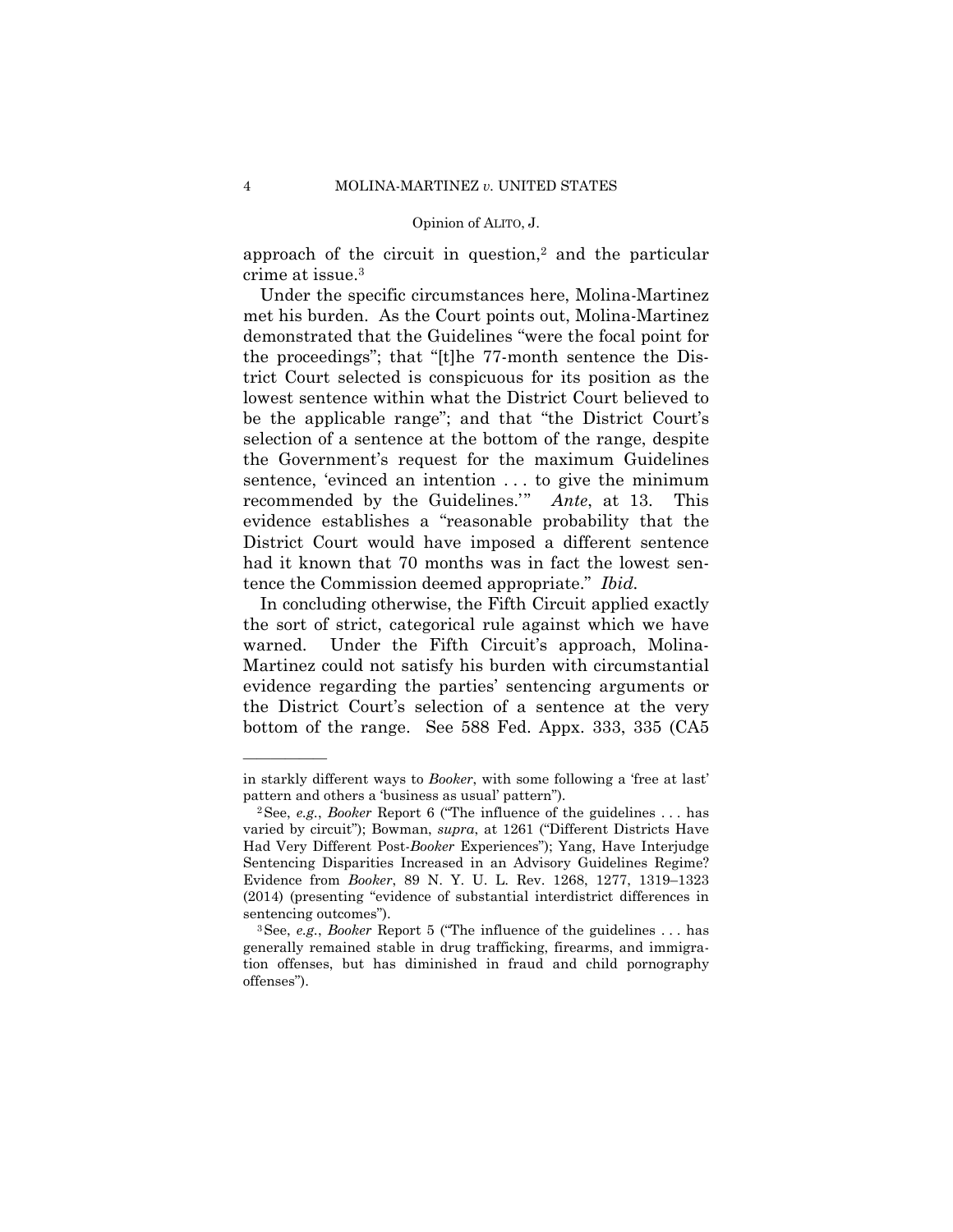approach of the circuit in question,[2] and the particular crime at issue.[3]

Under the specific circumstances here, Molina-Martinez met his burden. As the Court points out, Molina-Martinez demonstrated that the Guidelines "were the focal point for the proceedings"; that "[t]he 77-month sentence the District Court selected is conspicuous for its position as the lowest sentence within what the District Court believed to be the applicable range"; and that "the District Court's selection of a sentence at the bottom of the range, despite the Government's request for the maximum Guidelines sentence, 'evinced an intention . . . to give the minimum recommended by the Guidelines.'" *Ante*, at 13. This evidence establishes a "reasonable probability that the District Court would have imposed a different sentence had it known that 70 months was in fact the lowest sentence the Commission deemed appropriate." *Ibid.*

In concluding otherwise, the Fifth Circuit applied exactly the sort of strict, categorical rule against which we have warned. Under the Fifth Circuit's approach, Molina-Martinez could not satisfy his burden with circumstantial evidence regarding the parties' sentencing arguments or the District Court's selection of a sentence at the very bottom of the range. See 588 Fed. Appx. 333, 335 (CA5

---

in starkly different ways to *Booker*, with some following a 'free at last' pattern and others a 'business as usual' pattern").

[2] See, *e.g.*, *Booker* Report 6 ("The influence of the guidelines . . . has varied by circuit"); Bowman, *supra*, at 1261 ("Different Districts Have Had Very Different Post-*Booker* Experiences"); Yang, Have Interjudge Sentencing Disparities Increased in an Advisory Guidelines Regime? Evidence from *Booker*, 89 N. Y. U. L. Rev. 1268, 1277, 1319–1323 (2014) (presenting "evidence of substantial interdistrict differences in sentencing outcomes").

[3] See, *e.g.*, *Booker* Report 5 ("The influence of the guidelines . . . has generally remained stable in drug trafficking, firearms, and immigration offenses, but has diminished in fraud and child pornography offenses").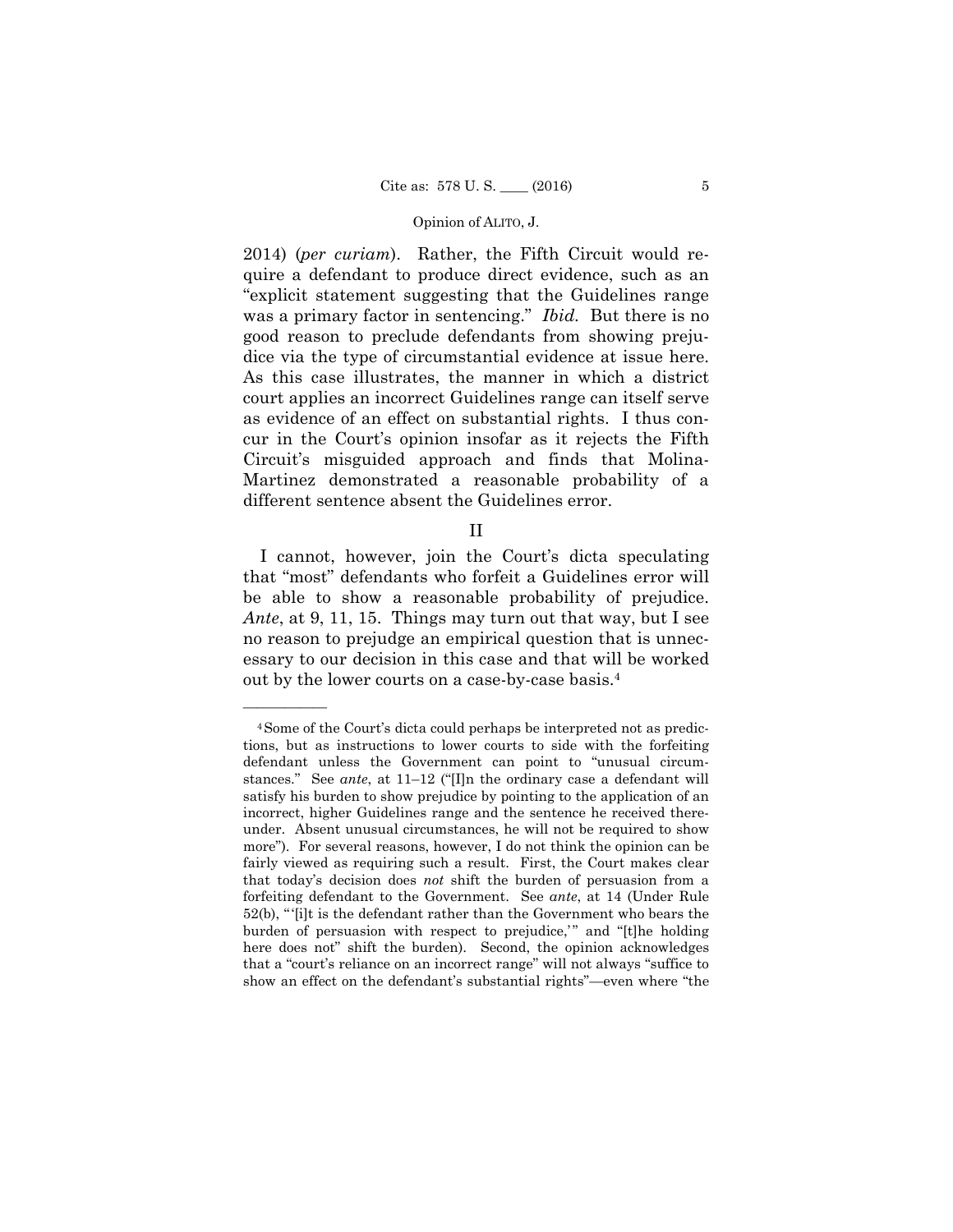2014) (*per curiam*). Rather, the Fifth Circuit would require a defendant to produce direct evidence, such as an "explicit statement suggesting that the Guidelines range was a primary factor in sentencing." *Ibid.* But there is no good reason to preclude defendants from showing prejudice via the type of circumstantial evidence at issue here. As this case illustrates, the manner in which a district court applies an incorrect Guidelines range can itself serve as evidence of an effect on substantial rights. I thus concur in the Court's opinion insofar as it rejects the Fifth Circuit's misguided approach and finds that Molina-Martinez demonstrated a reasonable probability of a different sentence absent the Guidelines error.

## II

I cannot, however, join the Court's dicta speculating that "most" defendants who forfeit a Guidelines error will be able to show a reasonable probability of prejudice. *Ante*, at 9, 11, 15. Things may turn out that way, but I see no reason to prejudge an empirical question that is unnecessary to our decision in this case and that will be worked out by the lower courts on a case-by-case basis.[4]

---

[4] Some of the Court's dicta could perhaps be interpreted not as predictions, but as instructions to lower courts to side with the forfeiting defendant unless the Government can point to "unusual circumstances." See *ante*, at 11–12 ("[I]n the ordinary case a defendant will satisfy his burden to show prejudice by pointing to the application of an incorrect, higher Guidelines range and the sentence he received thereunder. Absent unusual circumstances, he will not be required to show more"). For several reasons, however, I do not think the opinion can be fairly viewed as requiring such a result. First, the Court makes clear that today's decision does *not* shift the burden of persuasion from a forfeiting defendant to the Government. See *ante*, at 14 (Under Rule 52(b), "'[i]t is the defendant rather than the Government who bears the burden of persuasion with respect to prejudice,'" and "[t]he holding here does not" shift the burden). Second, the opinion acknowledges that a "court's reliance on an incorrect range" will not always "suffice to show an effect on the defendant's substantial rights"—even where "the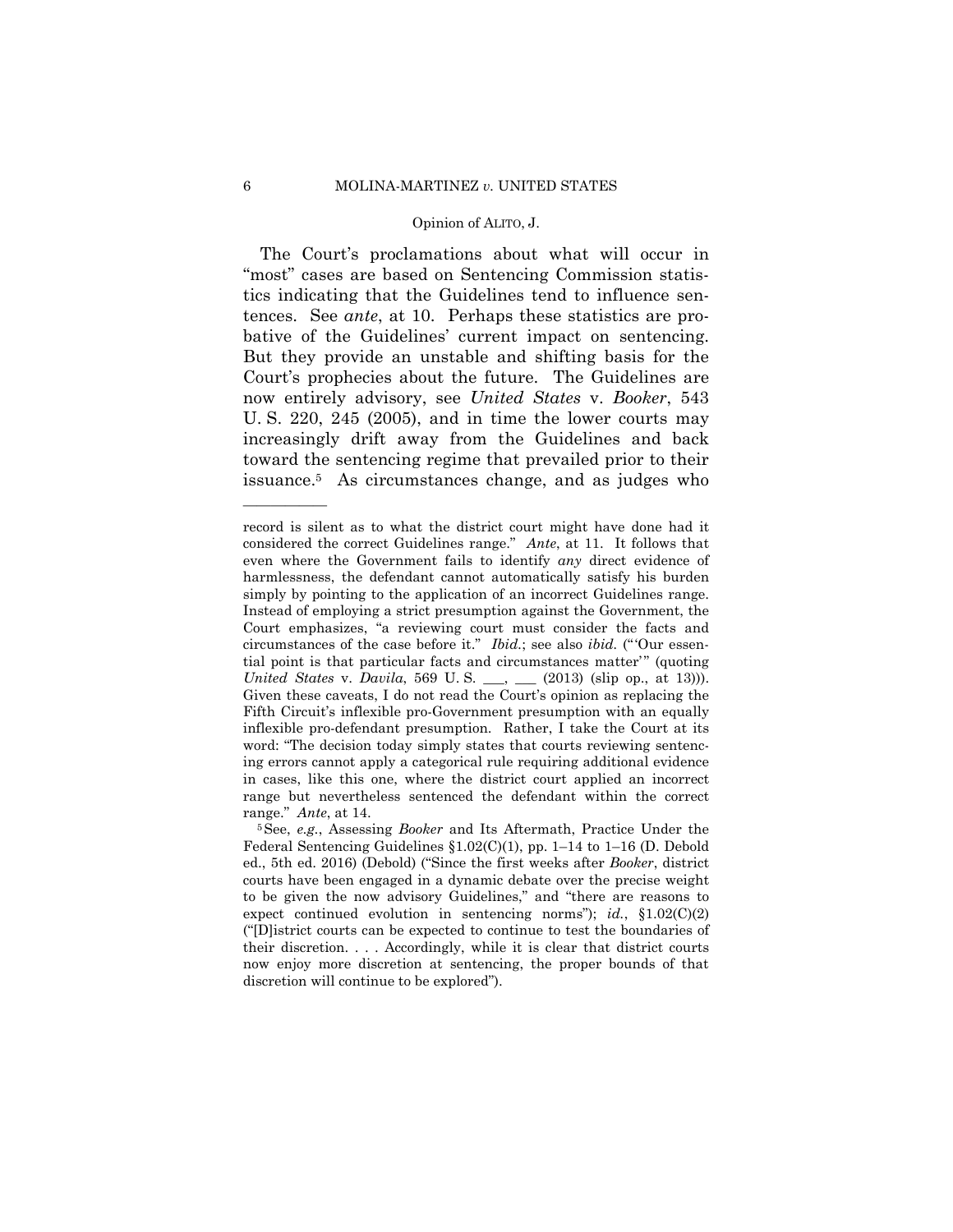The Court's proclamations about what will occur in "most" cases are based on Sentencing Commission statistics indicating that the Guidelines tend to influence sentences. See *ante*, at 10. Perhaps these statistics are probative of the Guidelines' current impact on sentencing. But they provide an unstable and shifting basis for the Court's prophecies about the future. The Guidelines are now entirely advisory, see *United States* v. *Booker*, 543 U. S. 220, 245 (2005), and in time the lower courts may increasingly drift away from the Guidelines and back toward the sentencing regime that prevailed prior to their issuance.[5] As circumstances change, and as judges who

---

record is silent as to what the district court might have done had it considered the correct Guidelines range." *Ante*, at 11. It follows that even where the Government fails to identify *any* direct evidence of harmlessness, the defendant cannot automatically satisfy his burden simply by pointing to the application of an incorrect Guidelines range. Instead of employing a strict presumption against the Government, the Court emphasizes, "a reviewing court must consider the facts and circumstances of the case before it." *Ibid.*; see also *ibid.* ("'Our essential point is that particular facts and circumstances matter'" (quoting *United States* v. *Davila*, 569 U. S. \_\_\_, \_\_\_ (2013) (slip op., at 13))). Given these caveats, I do not read the Court's opinion as replacing the Fifth Circuit's inflexible pro-Government presumption with an equally inflexible pro-defendant presumption. Rather, I take the Court at its word: "The decision today simply states that courts reviewing sentencing errors cannot apply a categorical rule requiring additional evidence in cases, like this one, where the district court applied an incorrect range but nevertheless sentenced the defendant within the correct range." *Ante*, at 14.

[5] See, *e.g.*, Assessing *Booker* and Its Aftermath, Practice Under the Federal Sentencing Guidelines §1.02(C)(1), pp. 1–14 to 1–16 (D. Debold ed., 5th ed. 2016) (Debold) ("Since the first weeks after *Booker*, district courts have been engaged in a dynamic debate over the precise weight to be given the now advisory Guidelines," and "there are reasons to expect continued evolution in sentencing norms"); *id.*, §1.02(C)(2) ("[D]istrict courts can be expected to continue to test the boundaries of their discretion. . . . Accordingly, while it is clear that district courts now enjoy more discretion at sentencing, the proper bounds of that discretion will continue to be explored").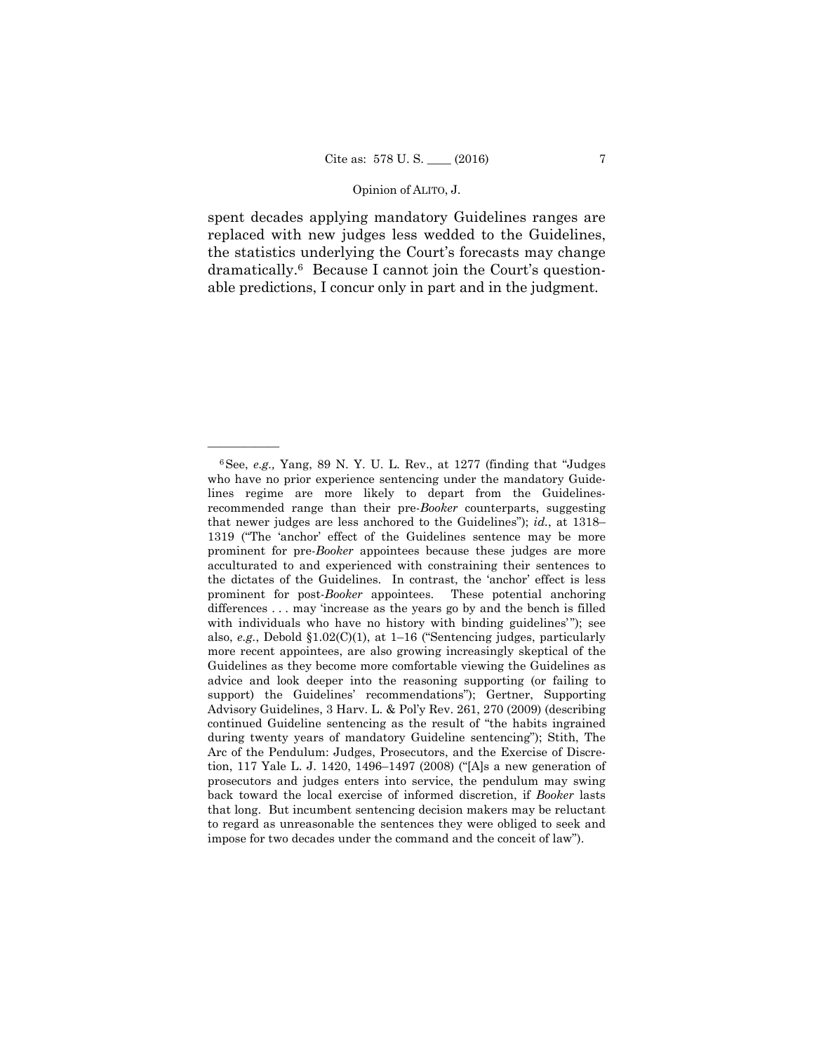spent decades applying mandatory Guidelines ranges are replaced with new judges less wedded to the Guidelines, the statistics underlying the Court's forecasts may change dramatically.[6] Because I cannot join the Court's questionable predictions, I concur only in part and in the judgment.

---

[6] See, *e.g.,* Yang, 89 N. Y. U. L. Rev., at 1277 (finding that "Judges who have no prior experience sentencing under the mandatory Guidelines regime are more likely to depart from the Guidelines-recommended range than their pre-*Booker* counterparts, suggesting that newer judges are less anchored to the Guidelines"); *id.*, at 1318–1319 ("The 'anchor' effect of the Guidelines sentence may be more prominent for pre-*Booker* appointees because these judges are more acculturated to and experienced with constraining their sentences to the dictates of the Guidelines. In contrast, the 'anchor' effect is less prominent for post-*Booker* appointees. These potential anchoring differences . . . may 'increase as the years go by and the bench is filled with individuals who have no history with binding guidelines'"); see also, *e.g.*, Debold §1.02(C)(1), at 1–16 ("Sentencing judges, particularly more recent appointees, are also growing increasingly skeptical of the Guidelines as they become more comfortable viewing the Guidelines as advice and look deeper into the reasoning supporting (or failing to support) the Guidelines' recommendations"); Gertner, Supporting Advisory Guidelines, 3 Harv. L. & Pol'y Rev. 261, 270 (2009) (describing continued Guideline sentencing as the result of "the habits ingrained during twenty years of mandatory Guideline sentencing"); Stith, The Arc of the Pendulum: Judges, Prosecutors, and the Exercise of Discretion, 117 Yale L. J. 1420, 1496–1497 (2008) ("[A]s a new generation of prosecutors and judges enters into service, the pendulum may swing back toward the local exercise of informed discretion, if *Booker* lasts that long. But incumbent sentencing decision makers may be reluctant to regard as unreasonable the sentences they were obliged to seek and impose for two decades under the command and the conceit of law").